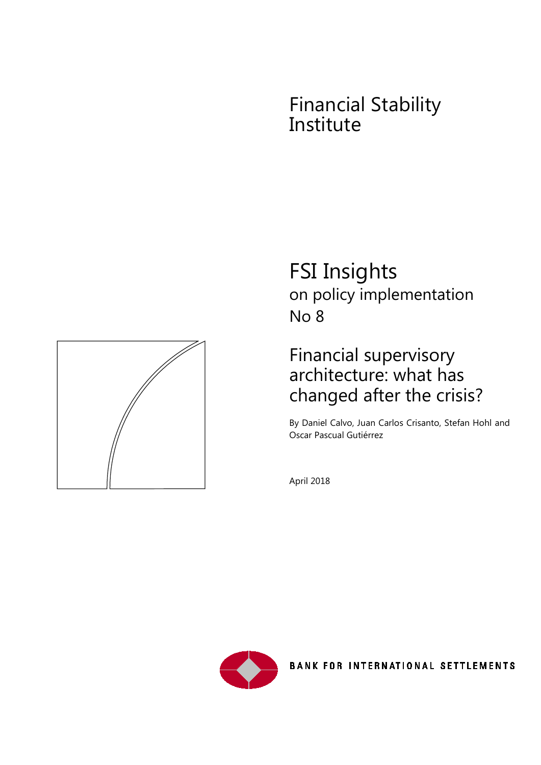Financial Stability Institute

# FSI Insights
on policy implementation
No 8

## Financial supervisory architecture: what has changed after the crisis?

By Daniel Calvo, Juan Carlos Crisanto, Stefan Hohl and Oscar Pascual Gutiérrez

April 2018

BANK FOR INTERNATIONAL SETTLEMENTS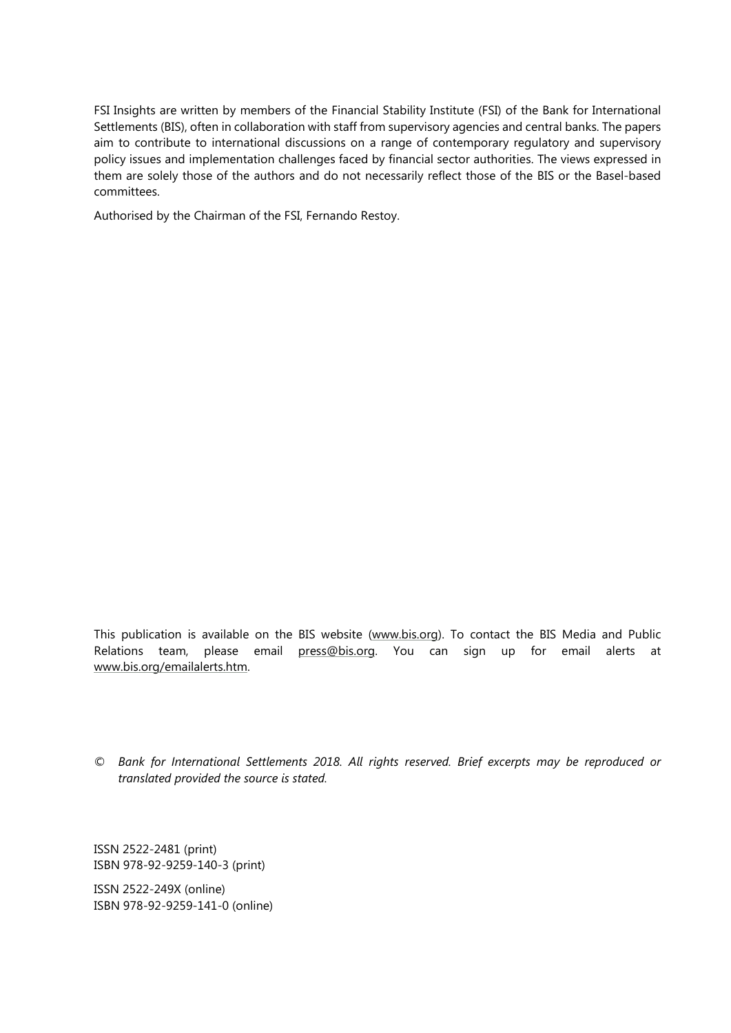FSI Insights are written by members of the Financial Stability Institute (FSI) of the Bank for International Settlements (BIS), often in collaboration with staff from supervisory agencies and central banks. The papers aim to contribute to international discussions on a range of contemporary regulatory and supervisory policy issues and implementation challenges faced by financial sector authorities. The views expressed in them are solely those of the authors and do not necessarily reflect those of the BIS or the Basel-based committees.

Authorised by the Chairman of the FSI, Fernando Restoy.

This publication is available on the BIS website (www.bis.org). To contact the BIS Media and Public Relations team, please email press@bis.org. You can sign up for email alerts at www.bis.org/emailalerts.htm.

© *Bank for International Settlements 2018. All rights reserved. Brief excerpts may be reproduced or translated provided the source is stated.*

ISSN 2522-2481 (print)
ISBN 978-92-9259-140-3 (print)

ISSN 2522-249X (online)
ISBN 978-92-9259-141-0 (online)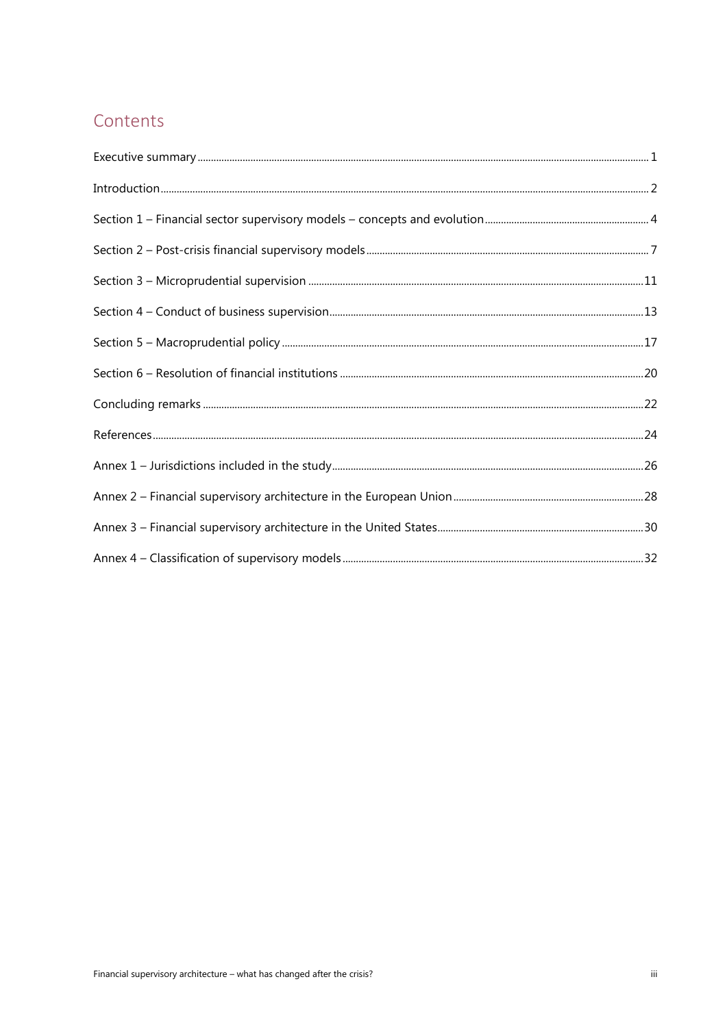## Contents

Executive summary ..... 1

Introduction ..... 2

Section 1 – Financial sector supervisory models – concepts and evolution ..... 4

Section 2 – Post-crisis financial supervisory models ..... 7

Section 3 – Microprudential supervision ..... 11

Section 4 – Conduct of business supervision ..... 13

Section 5 – Macroprudential policy ..... 17

Section 6 – Resolution of financial institutions ..... 20

Concluding remarks ..... 22

References ..... 24

Annex 1 – Jurisdictions included in the study ..... 26

Annex 2 – Financial supervisory architecture in the European Union ..... 28

Annex 3 – Financial supervisory architecture in the United States ..... 30

Annex 4 – Classification of supervisory models ..... 32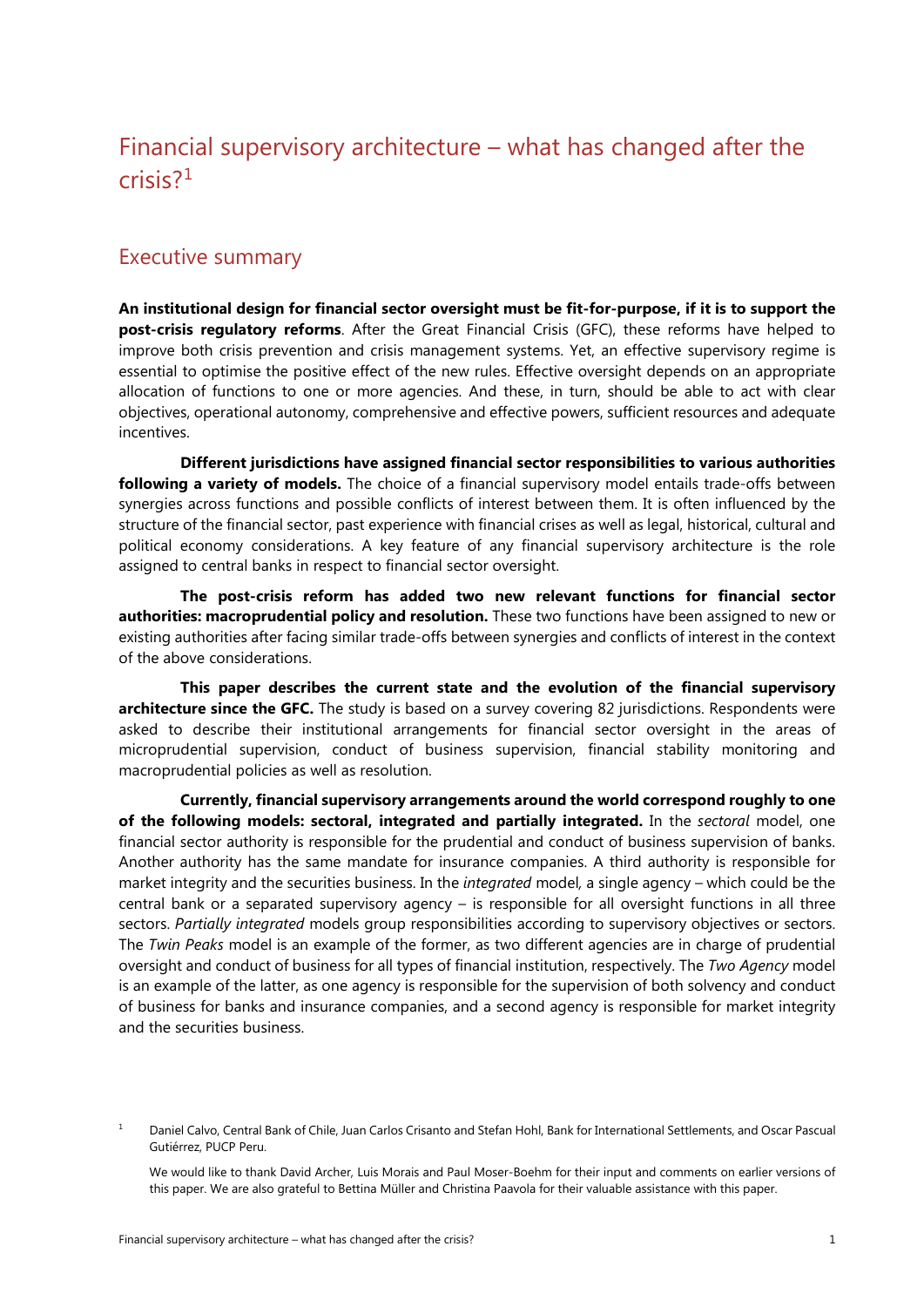# Financial supervisory architecture – what has changed after the crisis?[1]

## Executive summary

**An institutional design for financial sector oversight must be fit-for-purpose, if it is to support the post-crisis regulatory reforms**. After the Great Financial Crisis (GFC), these reforms have helped to improve both crisis prevention and crisis management systems. Yet, an effective supervisory regime is essential to optimise the positive effect of the new rules. Effective oversight depends on an appropriate allocation of functions to one or more agencies. And these, in turn, should be able to act with clear objectives, operational autonomy, comprehensive and effective powers, sufficient resources and adequate incentives.

**Different jurisdictions have assigned financial sector responsibilities to various authorities following a variety of models.** The choice of a financial supervisory model entails trade-offs between synergies across functions and possible conflicts of interest between them. It is often influenced by the structure of the financial sector, past experience with financial crises as well as legal, historical, cultural and political economy considerations. A key feature of any financial supervisory architecture is the role assigned to central banks in respect to financial sector oversight.

**The post-crisis reform has added two new relevant functions for financial sector authorities: macroprudential policy and resolution.** These two functions have been assigned to new or existing authorities after facing similar trade-offs between synergies and conflicts of interest in the context of the above considerations.

**This paper describes the current state and the evolution of the financial supervisory architecture since the GFC.** The study is based on a survey covering 82 jurisdictions. Respondents were asked to describe their institutional arrangements for financial sector oversight in the areas of microprudential supervision, conduct of business supervision, financial stability monitoring and macroprudential policies as well as resolution.

**Currently, financial supervisory arrangements around the world correspond roughly to one of the following models: sectoral, integrated and partially integrated.** In the *sectoral* model, one financial sector authority is responsible for the prudential and conduct of business supervision of banks. Another authority has the same mandate for insurance companies. A third authority is responsible for market integrity and the securities business. In the *integrated* model, a single agency – which could be the central bank or a separated supervisory agency – is responsible for all oversight functions in all three sectors. *Partially integrated* models group responsibilities according to supervisory objectives or sectors. The *Twin Peaks* model is an example of the former, as two different agencies are in charge of prudential oversight and conduct of business for all types of financial institution, respectively. The *Two Agency* model is an example of the latter, as one agency is responsible for the supervision of both solvency and conduct of business for banks and insurance companies, and a second agency is responsible for market integrity and the securities business.

[1] Daniel Calvo, Central Bank of Chile, Juan Carlos Crisanto and Stefan Hohl, Bank for International Settlements, and Oscar Pascual Gutiérrez, PUCP Peru.

We would like to thank David Archer, Luis Morais and Paul Moser-Boehm for their input and comments on earlier versions of this paper. We are also grateful to Bettina Müller and Christina Paavola for their valuable assistance with this paper.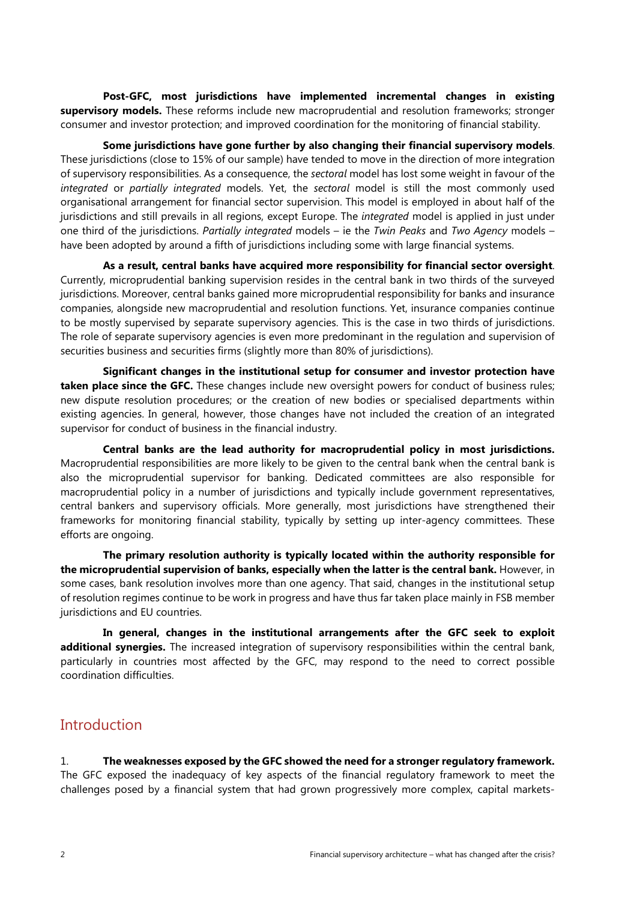**Post-GFC, most jurisdictions have implemented incremental changes in existing supervisory models.** These reforms include new macroprudential and resolution frameworks; stronger consumer and investor protection; and improved coordination for the monitoring of financial stability.

**Some jurisdictions have gone further by also changing their financial supervisory models**. These jurisdictions (close to 15% of our sample) have tended to move in the direction of more integration of supervisory responsibilities. As a consequence, the *sectoral* model has lost some weight in favour of the *integrated* or *partially integrated* models. Yet, the *sectoral* model is still the most commonly used organisational arrangement for financial sector supervision. This model is employed in about half of the jurisdictions and still prevails in all regions, except Europe. The *integrated* model is applied in just under one third of the jurisdictions. *Partially integrated* models – ie the *Twin Peaks* and *Two Agency* models – have been adopted by around a fifth of jurisdictions including some with large financial systems.

**As a result, central banks have acquired more responsibility for financial sector oversight**. Currently, microprudential banking supervision resides in the central bank in two thirds of the surveyed jurisdictions. Moreover, central banks gained more microprudential responsibility for banks and insurance companies, alongside new macroprudential and resolution functions. Yet, insurance companies continue to be mostly supervised by separate supervisory agencies. This is the case in two thirds of jurisdictions. The role of separate supervisory agencies is even more predominant in the regulation and supervision of securities business and securities firms (slightly more than 80% of jurisdictions).

**Significant changes in the institutional setup for consumer and investor protection have taken place since the GFC.** These changes include new oversight powers for conduct of business rules; new dispute resolution procedures; or the creation of new bodies or specialised departments within existing agencies. In general, however, those changes have not included the creation of an integrated supervisor for conduct of business in the financial industry.

**Central banks are the lead authority for macroprudential policy in most jurisdictions.** Macroprudential responsibilities are more likely to be given to the central bank when the central bank is also the microprudential supervisor for banking. Dedicated committees are also responsible for macroprudential policy in a number of jurisdictions and typically include government representatives, central bankers and supervisory officials. More generally, most jurisdictions have strengthened their frameworks for monitoring financial stability, typically by setting up inter-agency committees. These efforts are ongoing.

**The primary resolution authority is typically located within the authority responsible for the microprudential supervision of banks, especially when the latter is the central bank.** However, in some cases, bank resolution involves more than one agency. That said, changes in the institutional setup of resolution regimes continue to be work in progress and have thus far taken place mainly in FSB member jurisdictions and EU countries.

**In general, changes in the institutional arrangements after the GFC seek to exploit additional synergies.** The increased integration of supervisory responsibilities within the central bank, particularly in countries most affected by the GFC, may respond to the need to correct possible coordination difficulties.

## Introduction

1. **The weaknesses exposed by the GFC showed the need for a stronger regulatory framework.** The GFC exposed the inadequacy of key aspects of the financial regulatory framework to meet the challenges posed by a financial system that had grown progressively more complex, capital markets-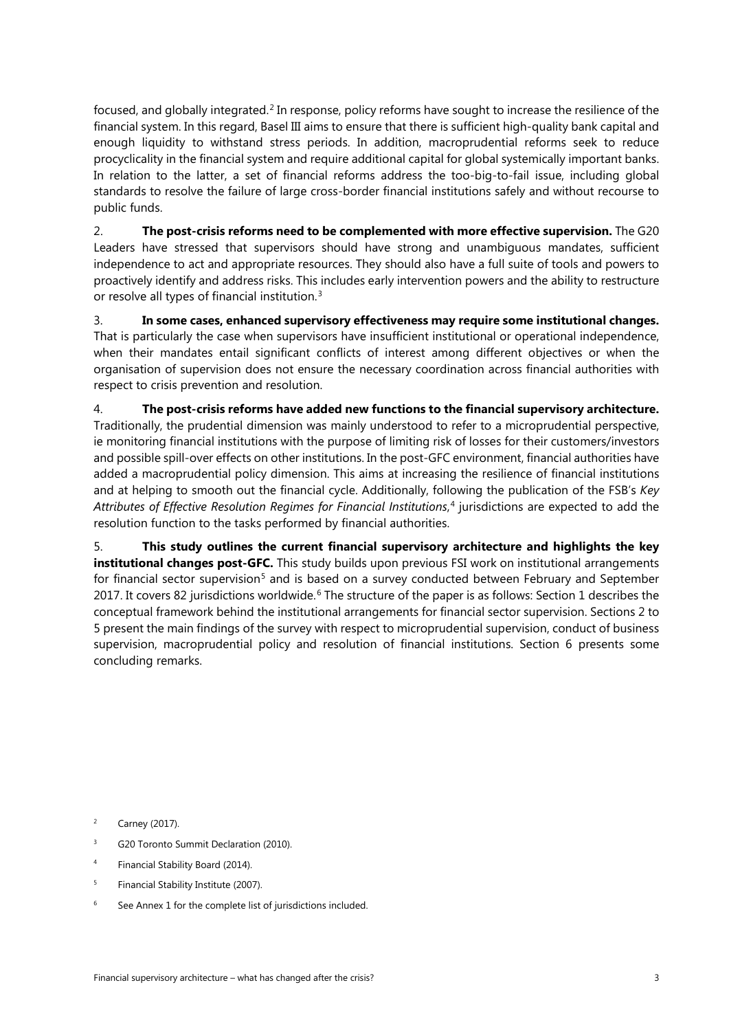focused, and globally integrated.[2] In response, policy reforms have sought to increase the resilience of the financial system. In this regard, Basel III aims to ensure that there is sufficient high-quality bank capital and enough liquidity to withstand stress periods. In addition, macroprudential reforms seek to reduce procyclicality in the financial system and require additional capital for global systemically important banks. In relation to the latter, a set of financial reforms address the too-big-to-fail issue, including global standards to resolve the failure of large cross-border financial institutions safely and without recourse to public funds.

2. **The post-crisis reforms need to be complemented with more effective supervision.** The G20 Leaders have stressed that supervisors should have strong and unambiguous mandates, sufficient independence to act and appropriate resources. They should also have a full suite of tools and powers to proactively identify and address risks. This includes early intervention powers and the ability to restructure or resolve all types of financial institution.[3]

3. **In some cases, enhanced supervisory effectiveness may require some institutional changes.** That is particularly the case when supervisors have insufficient institutional or operational independence, when their mandates entail significant conflicts of interest among different objectives or when the organisation of supervision does not ensure the necessary coordination across financial authorities with respect to crisis prevention and resolution.

4. **The post-crisis reforms have added new functions to the financial supervisory architecture.** Traditionally, the prudential dimension was mainly understood to refer to a microprudential perspective, ie monitoring financial institutions with the purpose of limiting risk of losses for their customers/investors and possible spill-over effects on other institutions. In the post-GFC environment, financial authorities have added a macroprudential policy dimension. This aims at increasing the resilience of financial institutions and at helping to smooth out the financial cycle. Additionally, following the publication of the FSB's *Key Attributes of Effective Resolution Regimes for Financial Institutions*,[4] jurisdictions are expected to add the resolution function to the tasks performed by financial authorities.

5. **This study outlines the current financial supervisory architecture and highlights the key institutional changes post-GFC.** This study builds upon previous FSI work on institutional arrangements for financial sector supervision[5] and is based on a survey conducted between February and September 2017. It covers 82 jurisdictions worldwide.[6] The structure of the paper is as follows: Section 1 describes the conceptual framework behind the institutional arrangements for financial sector supervision. Sections 2 to 5 present the main findings of the survey with respect to microprudential supervision, conduct of business supervision, macroprudential policy and resolution of financial institutions. Section 6 presents some concluding remarks.

[2] Carney (2017).

[3] G20 Toronto Summit Declaration (2010).

[4] Financial Stability Board (2014).

[5] Financial Stability Institute (2007).

[6] See Annex 1 for the complete list of jurisdictions included.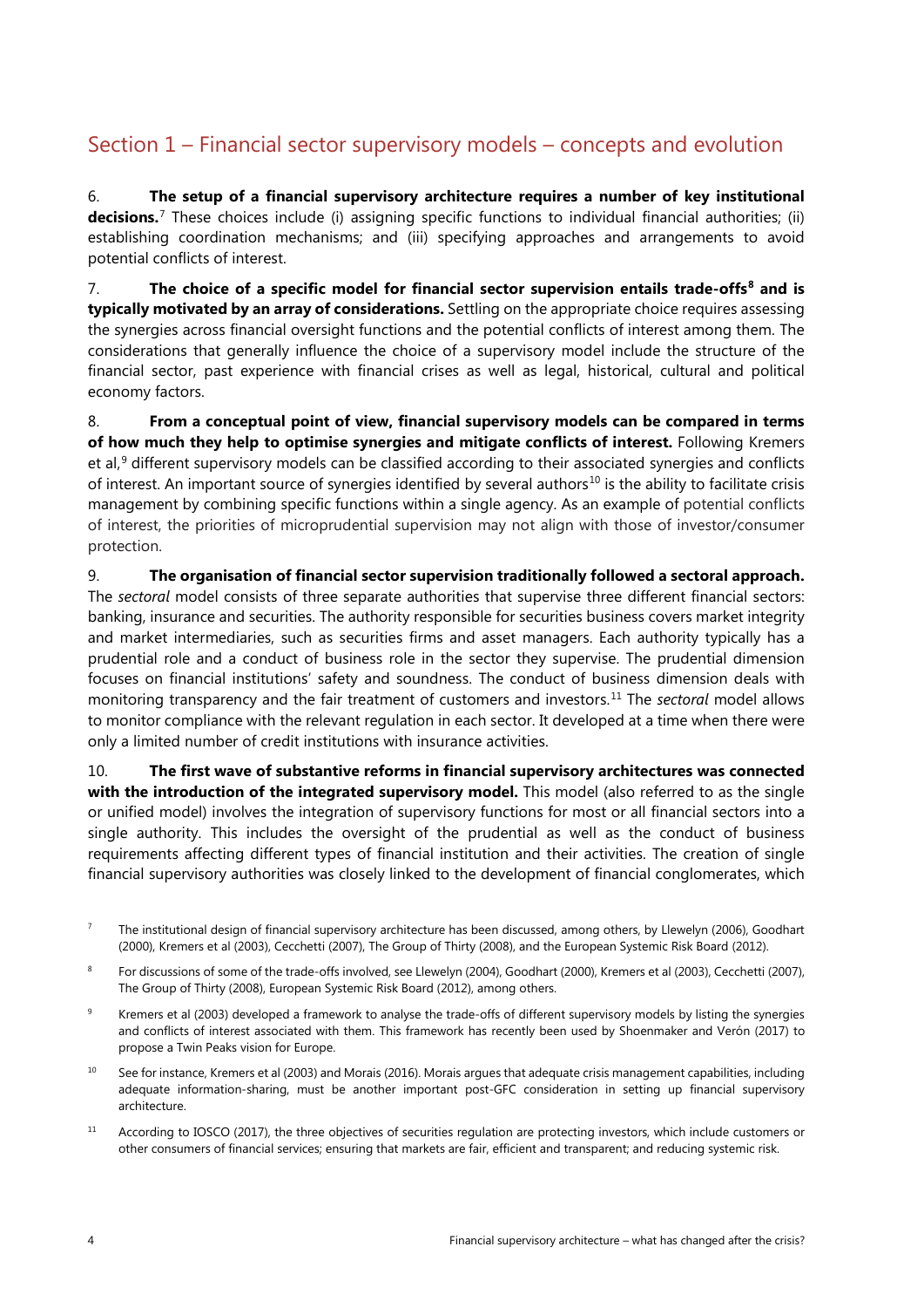## Section 1 – Financial sector supervisory models – concepts and evolution

6. **The setup of a financial supervisory architecture requires a number of key institutional decisions.**[7] These choices include (i) assigning specific functions to individual financial authorities; (ii) establishing coordination mechanisms; and (iii) specifying approaches and arrangements to avoid potential conflicts of interest.

7. **The choice of a specific model for financial sector supervision entails trade-offs[8] and is typically motivated by an array of considerations.** Settling on the appropriate choice requires assessing the synergies across financial oversight functions and the potential conflicts of interest among them. The considerations that generally influence the choice of a supervisory model include the structure of the financial sector, past experience with financial crises as well as legal, historical, cultural and political economy factors.

8. **From a conceptual point of view, financial supervisory models can be compared in terms of how much they help to optimise synergies and mitigate conflicts of interest.** Following Kremers et al,[9] different supervisory models can be classified according to their associated synergies and conflicts of interest. An important source of synergies identified by several authors[10] is the ability to facilitate crisis management by combining specific functions within a single agency. As an example of potential conflicts of interest, the priorities of microprudential supervision may not align with those of investor/consumer protection.

9. **The organisation of financial sector supervision traditionally followed a sectoral approach.** The *sectoral* model consists of three separate authorities that supervise three different financial sectors: banking, insurance and securities. The authority responsible for securities business covers market integrity and market intermediaries, such as securities firms and asset managers. Each authority typically has a prudential role and a conduct of business role in the sector they supervise. The prudential dimension focuses on financial institutions' safety and soundness. The conduct of business dimension deals with monitoring transparency and the fair treatment of customers and investors.[11] The *sectoral* model allows to monitor compliance with the relevant regulation in each sector. It developed at a time when there were only a limited number of credit institutions with insurance activities.

10. **The first wave of substantive reforms in financial supervisory architectures was connected with the introduction of the integrated supervisory model.** This model (also referred to as the single or unified model) involves the integration of supervisory functions for most or all financial sectors into a single authority. This includes the oversight of the prudential as well as the conduct of business requirements affecting different types of financial institution and their activities. The creation of single financial supervisory authorities was closely linked to the development of financial conglomerates, which

[7] The institutional design of financial supervisory architecture has been discussed, among others, by Llewelyn (2006), Goodhart (2000), Kremers et al (2003), Cecchetti (2007), The Group of Thirty (2008), and the European Systemic Risk Board (2012).

[8] For discussions of some of the trade-offs involved, see Llewelyn (2004), Goodhart (2000), Kremers et al (2003), Cecchetti (2007), The Group of Thirty (2008), European Systemic Risk Board (2012), among others.

[9] Kremers et al (2003) developed a framework to analyse the trade-offs of different supervisory models by listing the synergies and conflicts of interest associated with them. This framework has recently been used by Shoenmaker and Verón (2017) to propose a Twin Peaks vision for Europe.

[10] See for instance, Kremers et al (2003) and Morais (2016). Morais argues that adequate crisis management capabilities, including adequate information-sharing, must be another important post-GFC consideration in setting up financial supervisory architecture.

[11] According to IOSCO (2017), the three objectives of securities regulation are protecting investors, which include customers or other consumers of financial services; ensuring that markets are fair, efficient and transparent; and reducing systemic risk.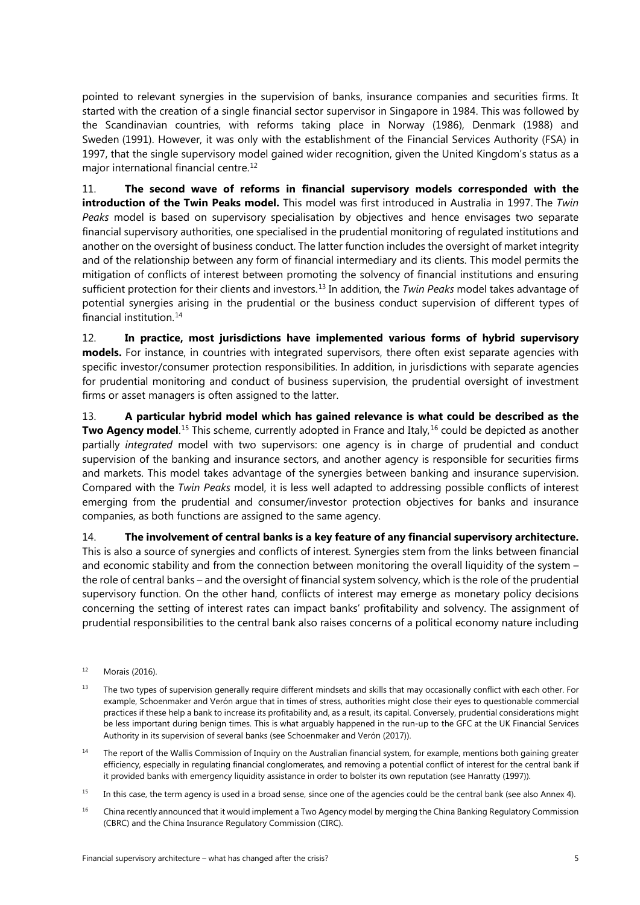pointed to relevant synergies in the supervision of banks, insurance companies and securities firms. It started with the creation of a single financial sector supervisor in Singapore in 1984. This was followed by the Scandinavian countries, with reforms taking place in Norway (1986), Denmark (1988) and Sweden (1991). However, it was only with the establishment of the Financial Services Authority (FSA) in 1997, that the single supervisory model gained wider recognition, given the United Kingdom's status as a major international financial centre.[12]

11. **The second wave of reforms in financial supervisory models corresponded with the introduction of the Twin Peaks model.** This model was first introduced in Australia in 1997. The *Twin Peaks* model is based on supervisory specialisation by objectives and hence envisages two separate financial supervisory authorities, one specialised in the prudential monitoring of regulated institutions and another on the oversight of business conduct. The latter function includes the oversight of market integrity and of the relationship between any form of financial intermediary and its clients. This model permits the mitigation of conflicts of interest between promoting the solvency of financial institutions and ensuring sufficient protection for their clients and investors.[13] In addition, the *Twin Peaks* model takes advantage of potential synergies arising in the prudential or the business conduct supervision of different types of financial institution.[14]

12. **In practice, most jurisdictions have implemented various forms of hybrid supervisory models.** For instance, in countries with integrated supervisors, there often exist separate agencies with specific investor/consumer protection responsibilities. In addition, in jurisdictions with separate agencies for prudential monitoring and conduct of business supervision, the prudential oversight of investment firms or asset managers is often assigned to the latter.

13. **A particular hybrid model which has gained relevance is what could be described as the Two Agency model**.[15] This scheme, currently adopted in France and Italy,[16] could be depicted as another partially *integrated* model with two supervisors: one agency is in charge of prudential and conduct supervision of the banking and insurance sectors, and another agency is responsible for securities firms and markets. This model takes advantage of the synergies between banking and insurance supervision. Compared with the *Twin Peaks* model, it is less well adapted to addressing possible conflicts of interest emerging from the prudential and consumer/investor protection objectives for banks and insurance companies, as both functions are assigned to the same agency.

14. **The involvement of central banks is a key feature of any financial supervisory architecture.** This is also a source of synergies and conflicts of interest. Synergies stem from the links between financial and economic stability and from the connection between monitoring the overall liquidity of the system – the role of central banks – and the oversight of financial system solvency, which is the role of the prudential supervisory function. On the other hand, conflicts of interest may emerge as monetary policy decisions concerning the setting of interest rates can impact banks' profitability and solvency. The assignment of prudential responsibilities to the central bank also raises concerns of a political economy nature including

[12] Morais (2016).

[13] The two types of supervision generally require different mindsets and skills that may occasionally conflict with each other. For example, Schoenmaker and Verón argue that in times of stress, authorities might close their eyes to questionable commercial practices if these help a bank to increase its profitability and, as a result, its capital. Conversely, prudential considerations might be less important during benign times. This is what arguably happened in the run-up to the GFC at the UK Financial Services Authority in its supervision of several banks (see Schoenmaker and Verón (2017)).

[14] The report of the Wallis Commission of Inquiry on the Australian financial system, for example, mentions both gaining greater efficiency, especially in regulating financial conglomerates, and removing a potential conflict of interest for the central bank if it provided banks with emergency liquidity assistance in order to bolster its own reputation (see Hanratty (1997)).

[15] In this case, the term agency is used in a broad sense, since one of the agencies could be the central bank (see also Annex 4).

[16] China recently announced that it would implement a Two Agency model by merging the China Banking Regulatory Commission (CBRC) and the China Insurance Regulatory Commission (CIRC).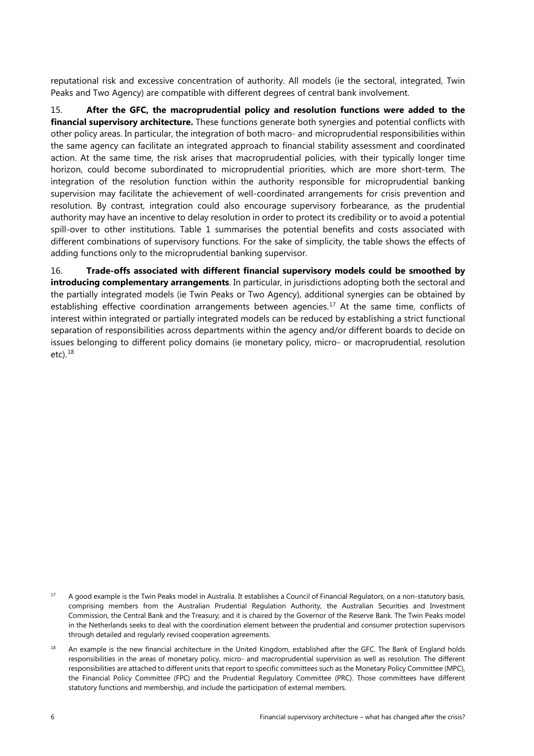reputational risk and excessive concentration of authority. All models (ie the sectoral, integrated, Twin Peaks and Two Agency) are compatible with different degrees of central bank involvement.

15. **After the GFC, the macroprudential policy and resolution functions were added to the financial supervisory architecture.** These functions generate both synergies and potential conflicts with other policy areas. In particular, the integration of both macro- and microprudential responsibilities within the same agency can facilitate an integrated approach to financial stability assessment and coordinated action. At the same time, the risk arises that macroprudential policies, with their typically longer time horizon, could become subordinated to microprudential priorities, which are more short-term. The integration of the resolution function within the authority responsible for microprudential banking supervision may facilitate the achievement of well-coordinated arrangements for crisis prevention and resolution. By contrast, integration could also encourage supervisory forbearance, as the prudential authority may have an incentive to delay resolution in order to protect its credibility or to avoid a potential spill-over to other institutions. Table 1 summarises the potential benefits and costs associated with different combinations of supervisory functions. For the sake of simplicity, the table shows the effects of adding functions only to the microprudential banking supervisor.

16. **Trade-offs associated with different financial supervisory models could be smoothed by introducing complementary arrangements**. In particular, in jurisdictions adopting both the sectoral and the partially integrated models (ie Twin Peaks or Two Agency), additional synergies can be obtained by establishing effective coordination arrangements between agencies.[17] At the same time, conflicts of interest within integrated or partially integrated models can be reduced by establishing a strict functional separation of responsibilities across departments within the agency and/or different boards to decide on issues belonging to different policy domains (ie monetary policy, micro- or macroprudential, resolution etc).[18]

[17] A good example is the Twin Peaks model in Australia. It establishes a Council of Financial Regulators, on a non-statutory basis, comprising members from the Australian Prudential Regulation Authority, the Australian Securities and Investment Commission, the Central Bank and the Treasury; and it is chaired by the Governor of the Reserve Bank. The Twin Peaks model in the Netherlands seeks to deal with the coordination element between the prudential and consumer protection supervisors through detailed and regularly revised cooperation agreements.

[18] An example is the new financial architecture in the United Kingdom, established after the GFC. The Bank of England holds responsibilities in the areas of monetary policy, micro- and macroprudential supervision as well as resolution. The different responsibilities are attached to different units that report to specific committees such as the Monetary Policy Committee (MPC), the Financial Policy Committee (FPC) and the Prudential Regulatory Committee (PRC). Those committees have different statutory functions and membership, and include the participation of external members.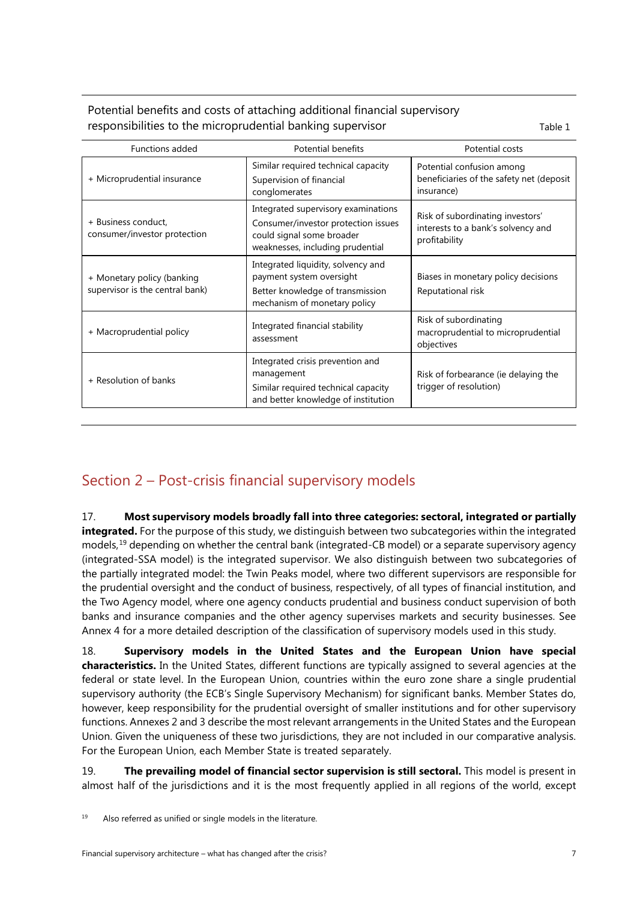Potential benefits and costs of attaching additional financial supervisory responsibilities to the microprudential banking supervisor

Table 1

| Functions added | Potential benefits | Potential costs |
|---|---|---|
| + Microprudential insurance | Similar required technical capacity<br>Supervision of financial conglomerates | Potential confusion among beneficiaries of the safety net (deposit insurance) |
| + Business conduct, consumer/investor protection | Integrated supervisory examinations<br>Consumer/investor protection issues could signal some broader weaknesses, including prudential | Risk of subordinating investors' interests to a bank's solvency and profitability |
| + Monetary policy (banking supervisor is the central bank) | Integrated liquidity, solvency and payment system oversight<br>Better knowledge of transmission mechanism of monetary policy | Biases in monetary policy decisions<br>Reputational risk |
| + Macroprudential policy | Integrated financial stability assessment | Risk of subordinating macroprudential to microprudential objectives |
| + Resolution of banks | Integrated crisis prevention and management<br>Similar required technical capacity and better knowledge of institution | Risk of forbearance (ie delaying the trigger of resolution) |

## Section 2 – Post-crisis financial supervisory models

17. **Most supervisory models broadly fall into three categories: sectoral, integrated or partially integrated.** For the purpose of this study, we distinguish between two subcategories within the integrated models,[19] depending on whether the central bank (integrated-CB model) or a separate supervisory agency (integrated-SSA model) is the integrated supervisor. We also distinguish between two subcategories of the partially integrated model: the Twin Peaks model, where two different supervisors are responsible for the prudential oversight and the conduct of business, respectively, of all types of financial institution, and the Two Agency model, where one agency conducts prudential and business conduct supervision of both banks and insurance companies and the other agency supervises markets and security businesses. See Annex 4 for a more detailed description of the classification of supervisory models used in this study.

18. **Supervisory models in the United States and the European Union have special characteristics.** In the United States, different functions are typically assigned to several agencies at the federal or state level. In the European Union, countries within the euro zone share a single prudential supervisory authority (the ECB's Single Supervisory Mechanism) for significant banks. Member States do, however, keep responsibility for the prudential oversight of smaller institutions and for other supervisory functions. Annexes 2 and 3 describe the most relevant arrangements in the United States and the European Union. Given the uniqueness of these two jurisdictions, they are not included in our comparative analysis. For the European Union, each Member State is treated separately.

19. **The prevailing model of financial sector supervision is still sectoral.** This model is present in almost half of the jurisdictions and it is the most frequently applied in all regions of the world, except

[19] Also referred as unified or single models in the literature.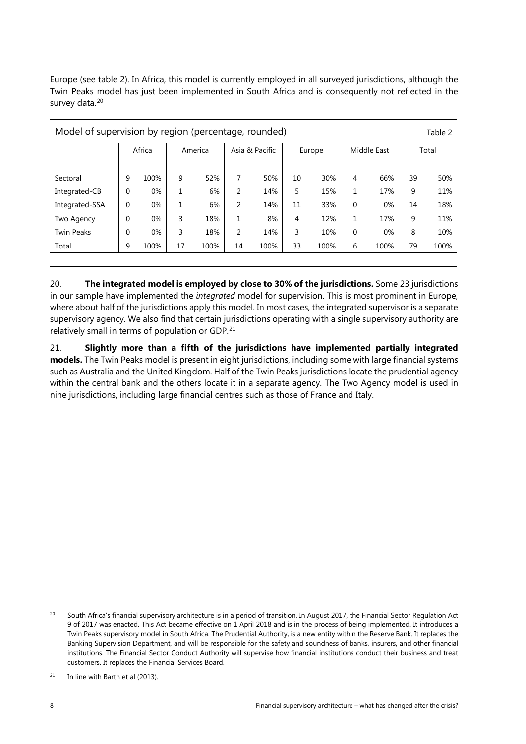Europe (see table 2). In Africa, this model is currently employed in all surveyed jurisdictions, although the Twin Peaks model has just been implemented in South Africa and is consequently not reflected in the survey data.[20]

Model of supervision by region (percentage, rounded) — Table 2

| | Africa | | America | | Asia & Pacific | | Europe | | Middle East | | Total | |
|---|---|---|---|---|---|---|---|---|---|---|---|---|
| Sectoral | 9 | 100% | 9 | 52% | 7 | 50% | 10 | 30% | 4 | 66% | 39 | 50% |
| Integrated-CB | 0 | 0% | 1 | 6% | 2 | 14% | 5 | 15% | 1 | 17% | 9 | 11% |
| Integrated-SSA | 0 | 0% | 1 | 6% | 2 | 14% | 11 | 33% | 0 | 0% | 14 | 18% |
| Two Agency | 0 | 0% | 3 | 18% | 1 | 8% | 4 | 12% | 1 | 17% | 9 | 11% |
| Twin Peaks | 0 | 0% | 3 | 18% | 2 | 14% | 3 | 10% | 0 | 0% | 8 | 10% |
| Total | 9 | 100% | 17 | 100% | 14 | 100% | 33 | 100% | 6 | 100% | 79 | 100% |

20. **The integrated model is employed by close to 30% of the jurisdictions.** Some 23 jurisdictions in our sample have implemented the *integrated* model for supervision. This is most prominent in Europe, where about half of the jurisdictions apply this model. In most cases, the integrated supervisor is a separate supervisory agency. We also find that certain jurisdictions operating with a single supervisory authority are relatively small in terms of population or GDP.[21]

21. **Slightly more than a fifth of the jurisdictions have implemented partially integrated models.** The Twin Peaks model is present in eight jurisdictions, including some with large financial systems such as Australia and the United Kingdom. Half of the Twin Peaks jurisdictions locate the prudential agency within the central bank and the others locate it in a separate agency. The Two Agency model is used in nine jurisdictions, including large financial centres such as those of France and Italy.

[20] South Africa's financial supervisory architecture is in a period of transition. In August 2017, the Financial Sector Regulation Act 9 of 2017 was enacted. This Act became effective on 1 April 2018 and is in the process of being implemented. It introduces a Twin Peaks supervisory model in South Africa. The Prudential Authority, is a new entity within the Reserve Bank. It replaces the Banking Supervision Department, and will be responsible for the safety and soundness of banks, insurers, and other financial institutions. The Financial Sector Conduct Authority will supervise how financial institutions conduct their business and treat customers. It replaces the Financial Services Board.

[21] In line with Barth et al (2013).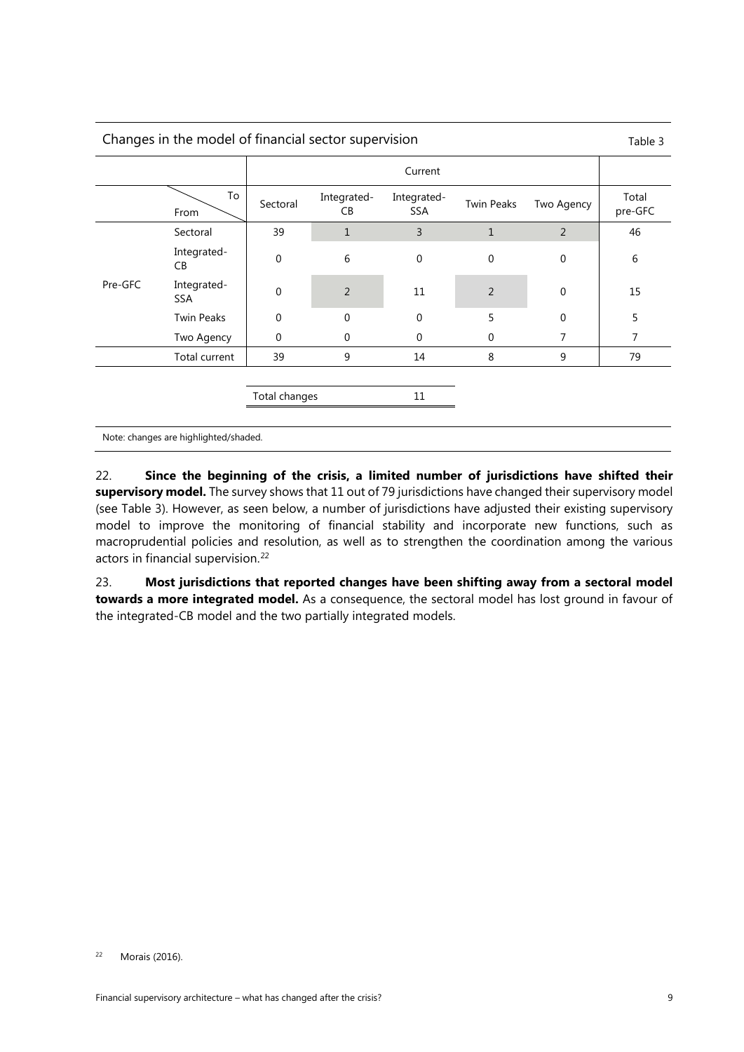Changes in the model of financial sector supervision

Table 3

| | | Current | | | | | |
|---|---|---|---|---|---|---|---|
| | From \ To | Sectoral | Integrated-CB | Integrated-SSA | Twin Peaks | Two Agency | Total pre-GFC |
| Pre-GFC | Sectoral | 39 | 1 | 3 | 1 | 2 | 46 |
| | Integrated-CB | 0 | 6 | 0 | 0 | 0 | 6 |
| | Integrated-SSA | 0 | 2 | 11 | 2 | 0 | 15 |
| | Twin Peaks | 0 | 0 | 0 | 5 | 0 | 5 |
| | Two Agency | 0 | 0 | 0 | 0 | 7 | 7 |
| | Total current | 39 | 9 | 14 | 8 | 9 | 79 |

| Total changes | 11 |
|---|---|

Note: changes are highlighted/shaded.

22. **Since the beginning of the crisis, a limited number of jurisdictions have shifted their supervisory model.** The survey shows that 11 out of 79 jurisdictions have changed their supervisory model (see Table 3). However, as seen below, a number of jurisdictions have adjusted their existing supervisory model to improve the monitoring of financial stability and incorporate new functions, such as macroprudential policies and resolution, as well as to strengthen the coordination among the various actors in financial supervision.[22]

23. **Most jurisdictions that reported changes have been shifting away from a sectoral model towards a more integrated model.** As a consequence, the sectoral model has lost ground in favour of the integrated-CB model and the two partially integrated models.

[22] Morais (2016).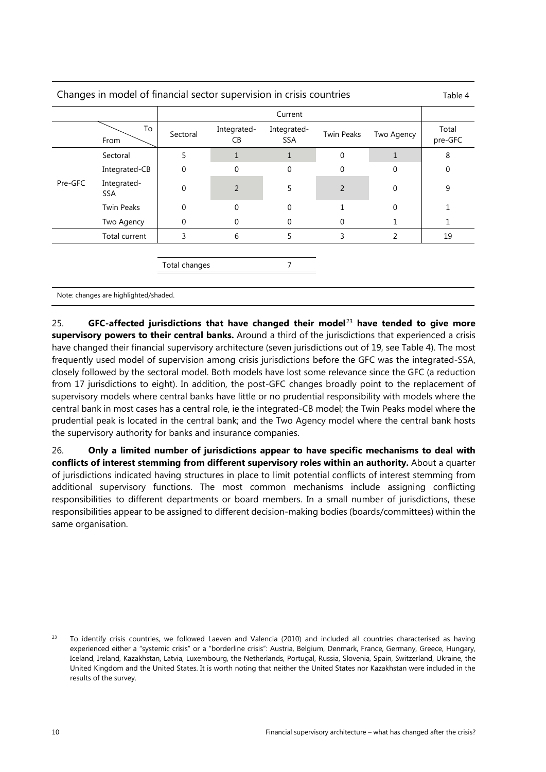Changes in model of financial sector supervision in crisis countries — Table 4

| | | Current | | | | | |
|---|---|---|---|---|---|---|---|
| | From / To | Sectoral | Integrated-CB | Integrated-SSA | Twin Peaks | Two Agency | Total pre-GFC |
| Pre-GFC | Sectoral | 5 | 1 | 1 | 0 | 1 | 8 |
| | Integrated-CB | 0 | 0 | 0 | 0 | 0 | 0 |
| | Integrated-SSA | 0 | 2 | 5 | 2 | 0 | 9 |
| | Twin Peaks | 0 | 0 | 0 | 1 | 0 | 1 |
| | Two Agency | 0 | 0 | 0 | 0 | 1 | 1 |
| | Total current | 3 | 6 | 5 | 3 | 2 | 19 |
| | | Total changes | | 7 | | | |

Note: changes are highlighted/shaded.

25. **GFC-affected jurisdictions that have changed their model[23] have tended to give more supervisory powers to their central banks.** Around a third of the jurisdictions that experienced a crisis have changed their financial supervisory architecture (seven jurisdictions out of 19, see Table 4). The most frequently used model of supervision among crisis jurisdictions before the GFC was the integrated-SSA, closely followed by the sectoral model. Both models have lost some relevance since the GFC (a reduction from 17 jurisdictions to eight). In addition, the post-GFC changes broadly point to the replacement of supervisory models where central banks have little or no prudential responsibility with models where the central bank in most cases has a central role, ie the integrated-CB model; the Twin Peaks model where the prudential peak is located in the central bank; and the Two Agency model where the central bank hosts the supervisory authority for banks and insurance companies.

26. **Only a limited number of jurisdictions appear to have specific mechanisms to deal with conflicts of interest stemming from different supervisory roles within an authority.** About a quarter of jurisdictions indicated having structures in place to limit potential conflicts of interest stemming from additional supervisory functions. The most common mechanisms include assigning conflicting responsibilities to different departments or board members. In a small number of jurisdictions, these responsibilities appear to be assigned to different decision-making bodies (boards/committees) within the same organisation.

[23] To identify crisis countries, we followed Laeven and Valencia (2010) and included all countries characterised as having experienced either a "systemic crisis" or a "borderline crisis": Austria, Belgium, Denmark, France, Germany, Greece, Hungary, Iceland, Ireland, Kazakhstan, Latvia, Luxembourg, the Netherlands, Portugal, Russia, Slovenia, Spain, Switzerland, Ukraine, the United Kingdom and the United States. It is worth noting that neither the United States nor Kazakhstan were included in the results of the survey.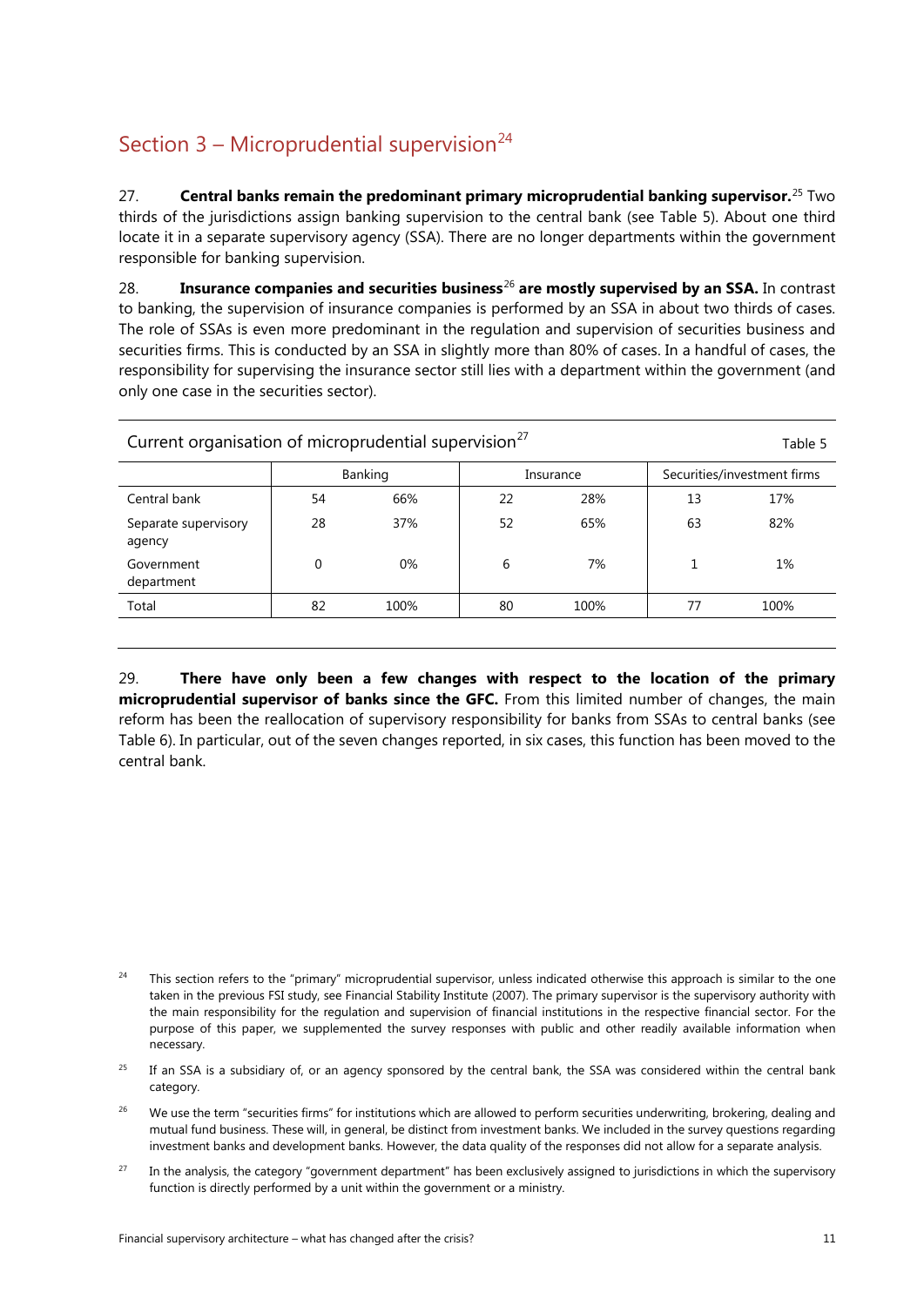## Section 3 – Microprudential supervision[24]

27. **Central banks remain the predominant primary microprudential banking supervisor.**[25] Two thirds of the jurisdictions assign banking supervision to the central bank (see Table 5). About one third locate it in a separate supervisory agency (SSA). There are no longer departments within the government responsible for banking supervision.

28. **Insurance companies and securities business**[26] **are mostly supervised by an SSA.** In contrast to banking, the supervision of insurance companies is performed by an SSA in about two thirds of cases. The role of SSAs is even more predominant in the regulation and supervision of securities business and securities firms. This is conducted by an SSA in slightly more than 80% of cases. In a handful of cases, the responsibility for supervising the insurance sector still lies with a department within the government (and only one case in the securities sector).

Current organisation of microprudential supervision[27] — Table 5

| | Banking | | Insurance | | Securities/investment firms | |
|---|---|---|---|---|---|---|
| Central bank | 54 | 66% | 22 | 28% | 13 | 17% |
| Separate supervisory agency | 28 | 37% | 52 | 65% | 63 | 82% |
| Government department | 0 | 0% | 6 | 7% | 1 | 1% |
| Total | 82 | 100% | 80 | 100% | 77 | 100% |

29. **There have only been a few changes with respect to the location of the primary microprudential supervisor of banks since the GFC.** From this limited number of changes, the main reform has been the reallocation of supervisory responsibility for banks from SSAs to central banks (see Table 6). In particular, out of the seven changes reported, in six cases, this function has been moved to the central bank.

---

[24] This section refers to the "primary" microprudential supervisor, unless indicated otherwise this approach is similar to the one taken in the previous FSI study, see Financial Stability Institute (2007). The primary supervisor is the supervisory authority with the main responsibility for the regulation and supervision of financial institutions in the respective financial sector. For the purpose of this paper, we supplemented the survey responses with public and other readily available information when necessary.

[25] If an SSA is a subsidiary of, or an agency sponsored by the central bank, the SSA was considered within the central bank category.

[26] We use the term "securities firms" for institutions which are allowed to perform securities underwriting, brokering, dealing and mutual fund business. These will, in general, be distinct from investment banks. We included in the survey questions regarding investment banks and development banks. However, the data quality of the responses did not allow for a separate analysis.

[27] In the analysis, the category "government department" has been exclusively assigned to jurisdictions in which the supervisory function is directly performed by a unit within the government or a ministry.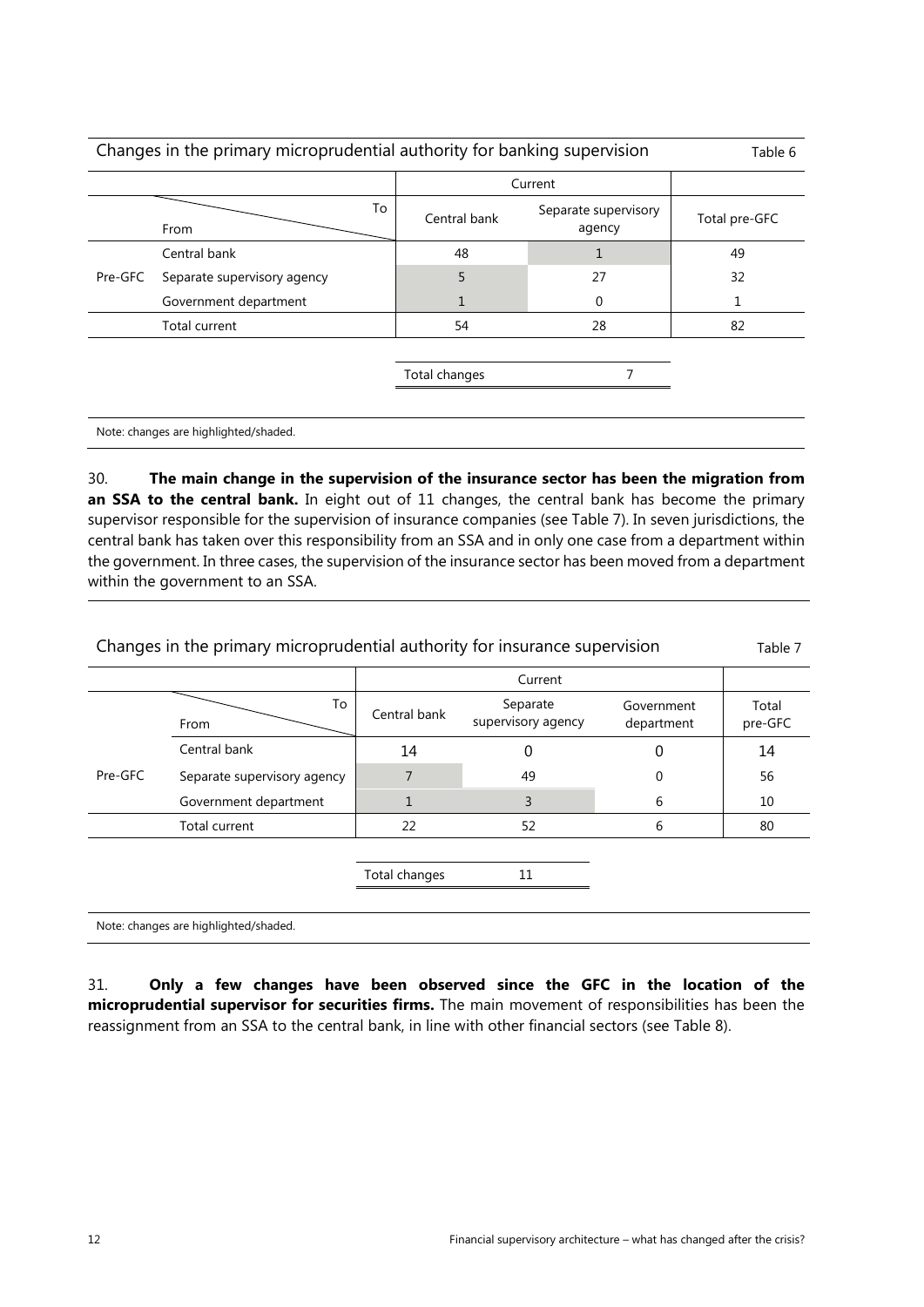Changes in the primary microprudential authority for banking supervision — Table 6

| | To / From | Current: Central bank | Current: Separate supervisory agency | Total pre-GFC |
|---|---|---|---|---|
| Pre-GFC | Central bank | 48 | 1 | 49 |
| | Separate supervisory agency | 5 | 27 | 32 |
| | Government department | 1 | 0 | 1 |
| | Total current | 54 | 28 | 82 |

| Total changes | 7 |
|---|---|

Note: changes are highlighted/shaded.

30. **The main change in the supervision of the insurance sector has been the migration from an SSA to the central bank.** In eight out of 11 changes, the central bank has become the primary supervisor responsible for the supervision of insurance companies (see Table 7). In seven jurisdictions, the central bank has taken over this responsibility from an SSA and in only one case from a department within the government. In three cases, the supervision of the insurance sector has been moved from a department within the government to an SSA.

Changes in the primary microprudential authority for insurance supervision — Table 7

| | To / From | Current: Central bank | Current: Separate supervisory agency | Current: Government department | Total pre-GFC |
|---|---|---|---|---|---|
| Pre-GFC | Central bank | 14 | 0 | 0 | 14 |
| | Separate supervisory agency | 7 | 49 | 0 | 56 |
| | Government department | 1 | 3 | 6 | 10 |
| | Total current | 22 | 52 | 6 | 80 |

| Total changes | 11 |
|---|---|

Note: changes are highlighted/shaded.

31. **Only a few changes have been observed since the GFC in the location of the microprudential supervisor for securities firms.** The main movement of responsibilities has been the reassignment from an SSA to the central bank, in line with other financial sectors (see Table 8).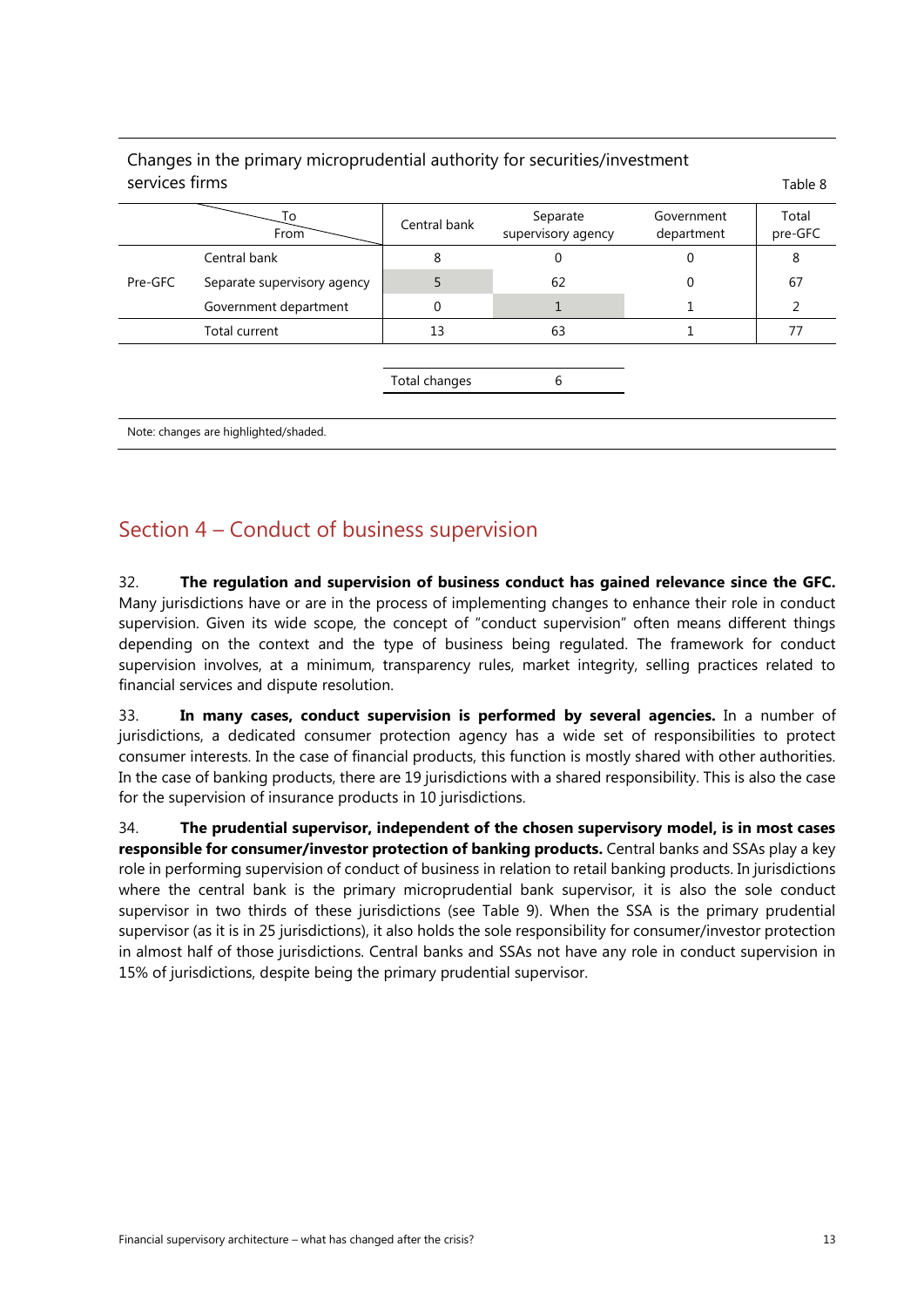Changes in the primary microprudential authority for securities/investment services firms

Table 8

| | To / From | Central bank | Separate supervisory agency | Government department | Total pre-GFC |
|---|---|---|---|---|---|
| Pre-GFC | Central bank | 8 | 0 | 0 | 8 |
| | Separate supervisory agency | 5 | 62 | 0 | 67 |
| | Government department | 0 | 1 | 1 | 2 |
| | Total current | 13 | 63 | 1 | 77 |

| Total changes | 6 |
|---|---|

Note: changes are highlighted/shaded.

## Section 4 – Conduct of business supervision

32. **The regulation and supervision of business conduct has gained relevance since the GFC.** Many jurisdictions have or are in the process of implementing changes to enhance their role in conduct supervision. Given its wide scope, the concept of "conduct supervision" often means different things depending on the context and the type of business being regulated. The framework for conduct supervision involves, at a minimum, transparency rules, market integrity, selling practices related to financial services and dispute resolution.

33. **In many cases, conduct supervision is performed by several agencies.** In a number of jurisdictions, a dedicated consumer protection agency has a wide set of responsibilities to protect consumer interests. In the case of financial products, this function is mostly shared with other authorities. In the case of banking products, there are 19 jurisdictions with a shared responsibility. This is also the case for the supervision of insurance products in 10 jurisdictions.

34. **The prudential supervisor, independent of the chosen supervisory model, is in most cases responsible for consumer/investor protection of banking products.** Central banks and SSAs play a key role in performing supervision of conduct of business in relation to retail banking products. In jurisdictions where the central bank is the primary microprudential bank supervisor, it is also the sole conduct supervisor in two thirds of these jurisdictions (see Table 9). When the SSA is the primary prudential supervisor (as it is in 25 jurisdictions), it also holds the sole responsibility for consumer/investor protection in almost half of those jurisdictions. Central banks and SSAs not have any role in conduct supervision in 15% of jurisdictions, despite being the primary prudential supervisor.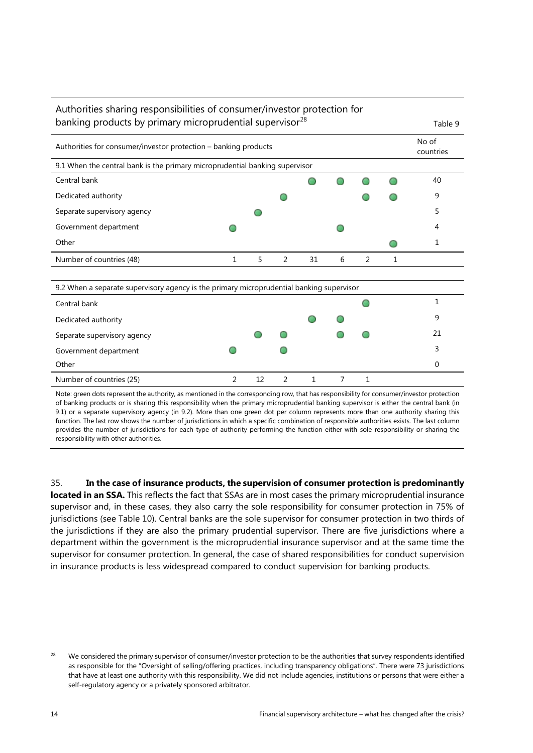## Authorities sharing responsibilities of consumer/investor protection for banking products by primary microprudential supervisor[28]

Table 9

| Authorities for consumer/investor protection – banking products | | | | | | | | No of countries |
|---|---|---|---|---|---|---|---|---|
| **9.1 When the central bank is the primary microprudential banking supervisor** | | | | | | | | |
| Central bank | | | | ● | ● | ● | ● | 40 |
| Dedicated authority | | | ● | | | ● | ● | 9 |
| Separate supervisory agency | | ● | | | | | | 5 |
| Government department | ● | | | | ● | | | 4 |
| Other | | | | | | | ● | 1 |
| Number of countries (48) | 1 | 5 | 2 | 31 | 6 | 2 | 1 | |
| **9.2 When a separate supervisory agency is the primary microprudential banking supervisor** | | | | | | | | |
| Central bank | | | | | | ● | | 1 |
| Dedicated authority | | | | ● | ● | | | 9 |
| Separate supervisory agency | | ● | ● | | ● | ● | | 21 |
| Government department | ● | | ● | | | | | 3 |
| Other | | | | | | | | 0 |
| Number of countries (25) | 2 | 12 | 2 | 1 | 7 | 1 | | |

Note: green dots represent the authority, as mentioned in the corresponding row, that has responsibility for consumer/investor protection of banking products or is sharing this responsibility when the primary microprudential banking supervisor is either the central bank (in 9.1) or a separate supervisory agency (in 9.2). More than one green dot per column represents more than one authority sharing this function. The last row shows the number of jurisdictions in which a specific combination of responsible authorities exists. The last column provides the number of jurisdictions for each type of authority performing the function either with sole responsibility or sharing the responsibility with other authorities.

35. **In the case of insurance products, the supervision of consumer protection is predominantly located in an SSA.** This reflects the fact that SSAs are in most cases the primary microprudential insurance supervisor and, in these cases, they also carry the sole responsibility for consumer protection in 75% of jurisdictions (see Table 10). Central banks are the sole supervisor for consumer protection in two thirds of the jurisdictions if they are also the primary prudential supervisor. There are five jurisdictions where a department within the government is the microprudential insurance supervisor and at the same time the supervisor for consumer protection. In general, the case of shared responsibilities for conduct supervision in insurance products is less widespread compared to conduct supervision for banking products.

[28] We considered the primary supervisor of consumer/investor protection to be the authorities that survey respondents identified as responsible for the "Oversight of selling/offering practices, including transparency obligations". There were 73 jurisdictions that have at least one authority with this responsibility. We did not include agencies, institutions or persons that were either a self-regulatory agency or a privately sponsored arbitrator.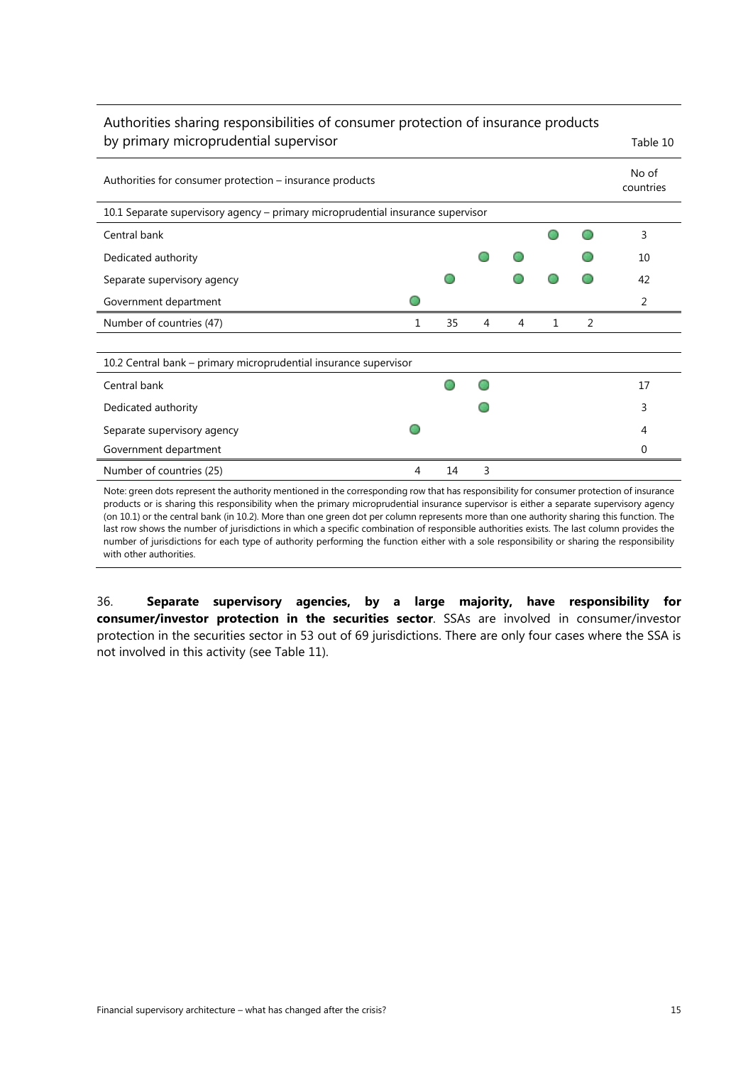## Authorities sharing responsibilities of consumer protection of insurance products by primary microprudential supervisor

Table 10

| Authorities for consumer protection – insurance products | | | | | | | No of countries |
|---|---|---|---|---|---|---|---|
| **10.1 Separate supervisory agency – primary microprudential insurance supervisor** | | | | | | | |
| Central bank | | | | | ● | ● | 3 |
| Dedicated authority | | | ● | ● | | ● | 10 |
| Separate supervisory agency | | ● | | ● | ● | ● | 42 |
| Government department | ● | | | | | | 2 |
| Number of countries (47) | 1 | 35 | 4 | 4 | 1 | 2 | |
| **10.2 Central bank – primary microprudential insurance supervisor** | | | | | | | |
| Central bank | | ● | ● | | | | 17 |
| Dedicated authority | | | ● | | | | 3 |
| Separate supervisory agency | ● | | | | | | 4 |
| Government department | | | | | | | 0 |
| Number of countries (25) | 4 | 14 | 3 | | | | |

Note: green dots represent the authority mentioned in the corresponding row that has responsibility for consumer protection of insurance products or is sharing this responsibility when the primary microprudential insurance supervisor is either a separate supervisory agency (on 10.1) or the central bank (in 10.2). More than one green dot per column represents more than one authority sharing this function. The last row shows the number of jurisdictions in which a specific combination of responsible authorities exists. The last column provides the number of jurisdictions for each type of authority performing the function either with a sole responsibility or sharing the responsibility with other authorities.

36. **Separate supervisory agencies, by a large majority, have responsibility for consumer/investor protection in the securities sector**. SSAs are involved in consumer/investor protection in the securities sector in 53 out of 69 jurisdictions. There are only four cases where the SSA is not involved in this activity (see Table 11).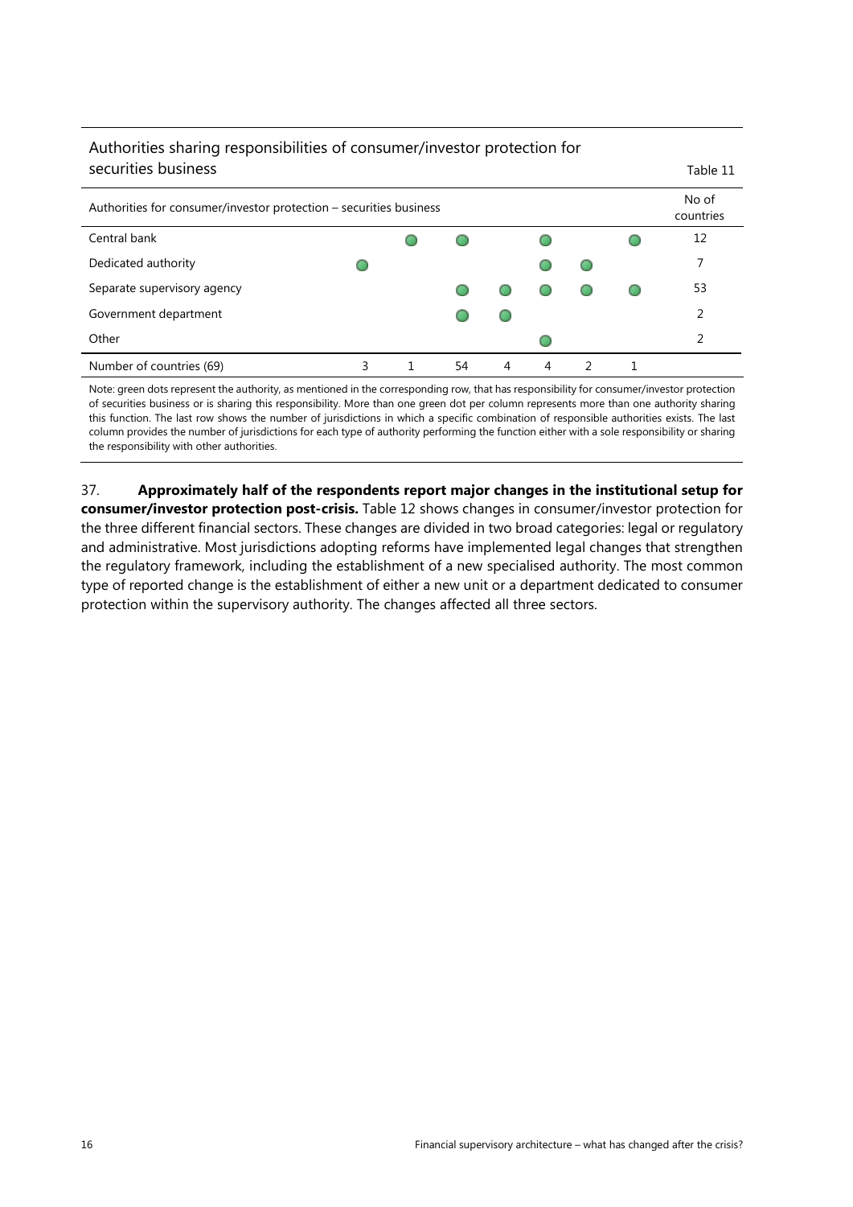## Authorities sharing responsibilities of consumer/investor protection for securities business

Table 11

| Authorities for consumer/investor protection – securities business | | | | | | | | No of countries |
|---|---|---|---|---|---|---|---|---|
| Central bank | | ● | ● | | ● | | ● | 12 |
| Dedicated authority | ● | | | | ● | ● | | 7 |
| Separate supervisory agency | | | ● | ● | ● | ● | ● | 53 |
| Government department | | | ● | ● | | | | 2 |
| Other | | | | | ● | | | 2 |
| Number of countries (69) | 3 | 1 | 54 | 4 | 4 | 2 | 1 | |

Note: green dots represent the authority, as mentioned in the corresponding row, that has responsibility for consumer/investor protection of securities business or is sharing this responsibility. More than one green dot per column represents more than one authority sharing this function. The last row shows the number of jurisdictions in which a specific combination of responsible authorities exists. The last column provides the number of jurisdictions for each type of authority performing the function either with a sole responsibility or sharing the responsibility with other authorities.

37. **Approximately half of the respondents report major changes in the institutional setup for consumer/investor protection post-crisis.** Table 12 shows changes in consumer/investor protection for the three different financial sectors. These changes are divided in two broad categories: legal or regulatory and administrative. Most jurisdictions adopting reforms have implemented legal changes that strengthen the regulatory framework, including the establishment of a new specialised authority. The most common type of reported change is the establishment of either a new unit or a department dedicated to consumer protection within the supervisory authority. The changes affected all three sectors.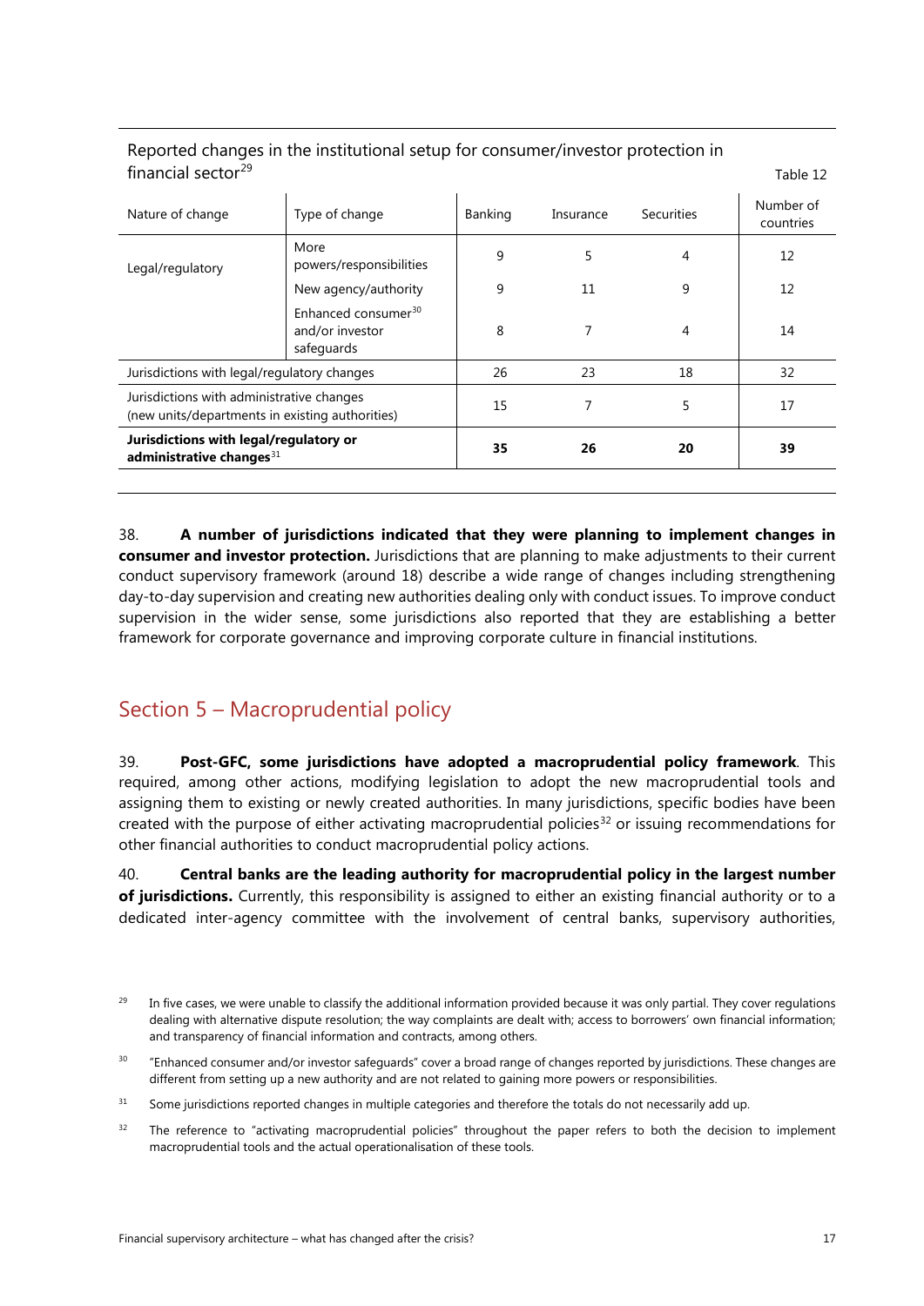Reported changes in the institutional setup for consumer/investor protection in financial sector[29]

Table 12

| Nature of change | Type of change | Banking | Insurance | Securities | Number of countries |
|---|---|---|---|---|---|
| Legal/regulatory | More powers/responsibilities | 9 | 5 | 4 | 12 |
| | New agency/authority | 9 | 11 | 9 | 12 |
| | Enhanced consumer[30] and/or investor safeguards | 8 | 7 | 4 | 14 |
| Jurisdictions with legal/regulatory changes | | 26 | 23 | 18 | 32 |
| Jurisdictions with administrative changes (new units/departments in existing authorities) | | 15 | 7 | 5 | 17 |
| **Jurisdictions with legal/regulatory or administrative changes**[31] | | **35** | **26** | **20** | **39** |

38. **A number of jurisdictions indicated that they were planning to implement changes in consumer and investor protection.** Jurisdictions that are planning to make adjustments to their current conduct supervisory framework (around 18) describe a wide range of changes including strengthening day-to-day supervision and creating new authorities dealing only with conduct issues. To improve conduct supervision in the wider sense, some jurisdictions also reported that they are establishing a better framework for corporate governance and improving corporate culture in financial institutions.

## Section 5 – Macroprudential policy

39. **Post-GFC, some jurisdictions have adopted a macroprudential policy framework**. This required, among other actions, modifying legislation to adopt the new macroprudential tools and assigning them to existing or newly created authorities. In many jurisdictions, specific bodies have been created with the purpose of either activating macroprudential policies[32] or issuing recommendations for other financial authorities to conduct macroprudential policy actions.

40. **Central banks are the leading authority for macroprudential policy in the largest number of jurisdictions.** Currently, this responsibility is assigned to either an existing financial authority or to a dedicated inter-agency committee with the involvement of central banks, supervisory authorities,

[29] In five cases, we were unable to classify the additional information provided because it was only partial. They cover regulations dealing with alternative dispute resolution; the way complaints are dealt with; access to borrowers' own financial information; and transparency of financial information and contracts, among others.

[30] "Enhanced consumer and/or investor safeguards" cover a broad range of changes reported by jurisdictions. These changes are different from setting up a new authority and are not related to gaining more powers or responsibilities.

[31] Some jurisdictions reported changes in multiple categories and therefore the totals do not necessarily add up.

[32] The reference to "activating macroprudential policies" throughout the paper refers to both the decision to implement macroprudential tools and the actual operationalisation of these tools.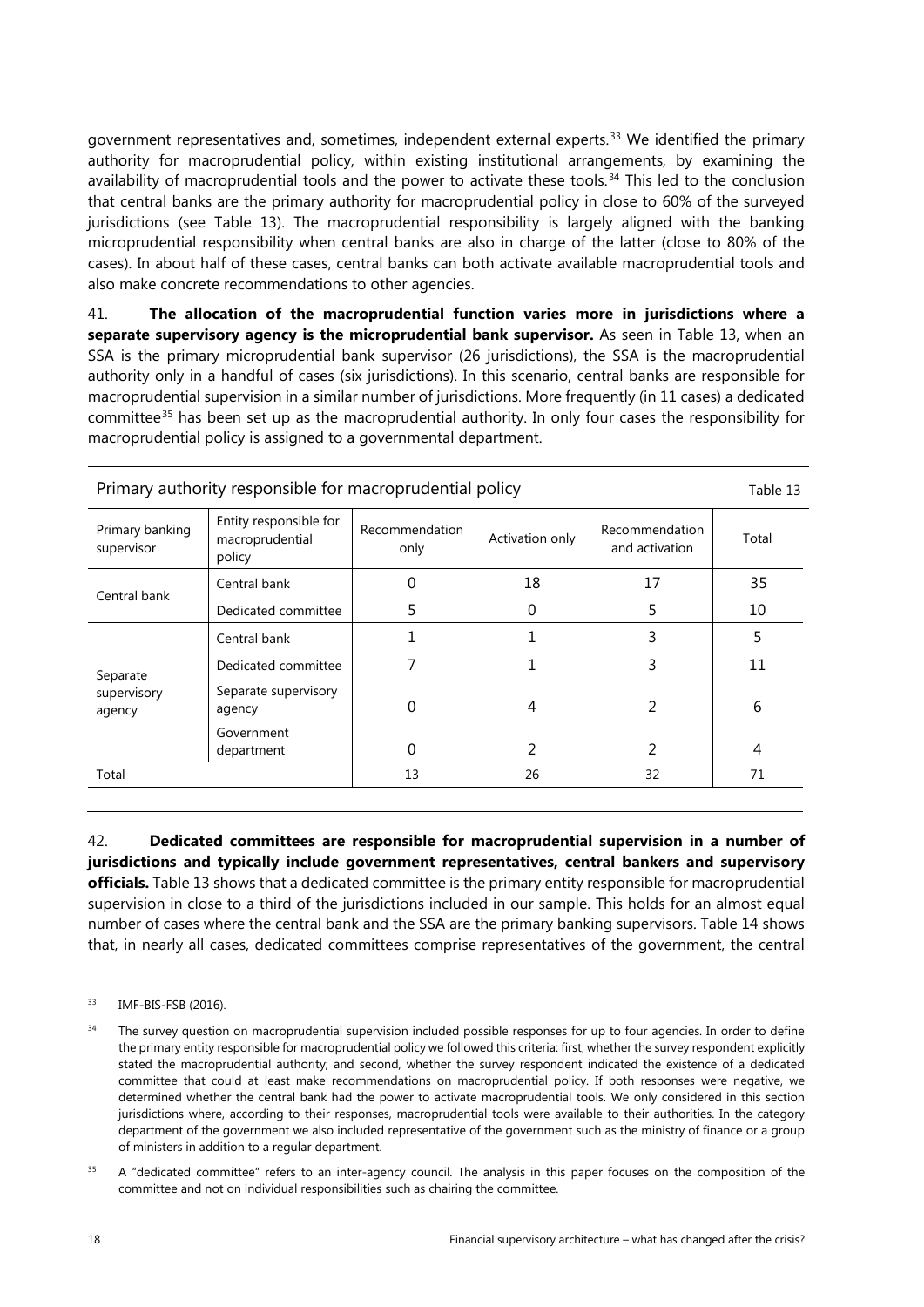government representatives and, sometimes, independent external experts.[33] We identified the primary authority for macroprudential policy, within existing institutional arrangements, by examining the availability of macroprudential tools and the power to activate these tools.[34] This led to the conclusion that central banks are the primary authority for macroprudential policy in close to 60% of the surveyed jurisdictions (see Table 13). The macroprudential responsibility is largely aligned with the banking microprudential responsibility when central banks are also in charge of the latter (close to 80% of the cases). In about half of these cases, central banks can both activate available macroprudential tools and also make concrete recommendations to other agencies.

41. **The allocation of the macroprudential function varies more in jurisdictions where a separate supervisory agency is the microprudential bank supervisor.** As seen in Table 13, when an SSA is the primary microprudential bank supervisor (26 jurisdictions), the SSA is the macroprudential authority only in a handful of cases (six jurisdictions). In this scenario, central banks are responsible for macroprudential supervision in a similar number of jurisdictions. More frequently (in 11 cases) a dedicated committee[35] has been set up as the macroprudential authority. In only four cases the responsibility for macroprudential policy is assigned to a governmental department.

Primary authority responsible for macroprudential policy — Table 13

| Primary banking supervisor | Entity responsible for macroprudential policy | Recommendation only | Activation only | Recommendation and activation | Total |
|---|---|---|---|---|---|
| Central bank | Central bank | 0 | 18 | 17 | 35 |
| | Dedicated committee | 5 | 0 | 5 | 10 |
| Separate supervisory agency | Central bank | 1 | 1 | 3 | 5 |
| | Dedicated committee | 7 | 1 | 3 | 11 |
| | Separate supervisory agency | 0 | 4 | 2 | 6 |
| | Government department | 0 | 2 | 2 | 4 |
| Total | | 13 | 26 | 32 | 71 |

42. **Dedicated committees are responsible for macroprudential supervision in a number of jurisdictions and typically include government representatives, central bankers and supervisory officials.** Table 13 shows that a dedicated committee is the primary entity responsible for macroprudential supervision in close to a third of the jurisdictions included in our sample. This holds for an almost equal number of cases where the central bank and the SSA are the primary banking supervisors. Table 14 shows that, in nearly all cases, dedicated committees comprise representatives of the government, the central

[33] IMF-BIS-FSB (2016).

[34] The survey question on macroprudential supervision included possible responses for up to four agencies. In order to define the primary entity responsible for macroprudential policy we followed this criteria: first, whether the survey respondent explicitly stated the macroprudential authority; and second, whether the survey respondent indicated the existence of a dedicated committee that could at least make recommendations on macroprudential policy. If both responses were negative, we determined whether the central bank had the power to activate macroprudential tools. We only considered in this section jurisdictions where, according to their responses, macroprudential tools were available to their authorities. In the category department of the government we also included representative of the government such as the ministry of finance or a group of ministers in addition to a regular department.

[35] A "dedicated committee" refers to an inter-agency council. The analysis in this paper focuses on the composition of the committee and not on individual responsibilities such as chairing the committee.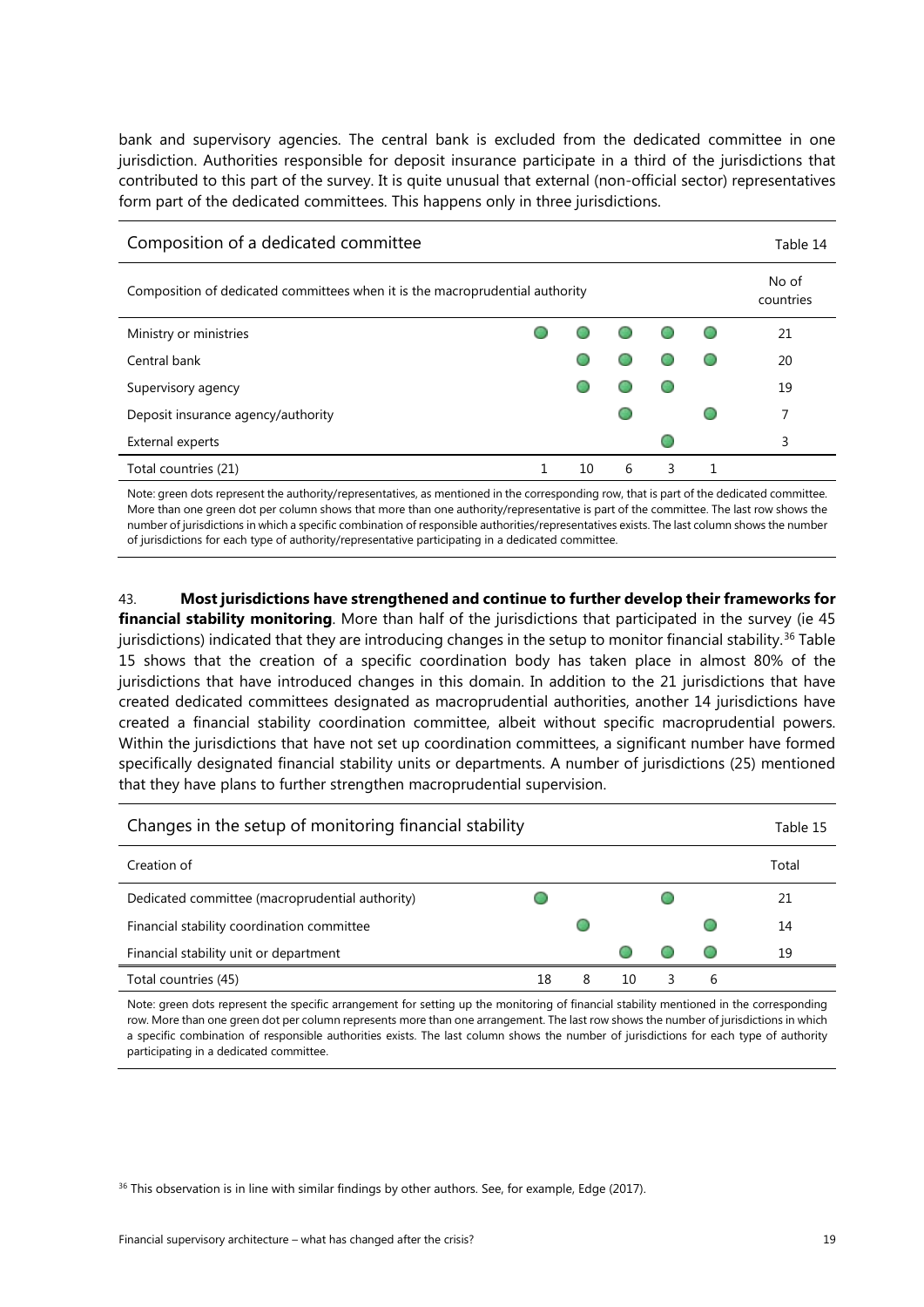bank and supervisory agencies. The central bank is excluded from the dedicated committee in one jurisdiction. Authorities responsible for deposit insurance participate in a third of the jurisdictions that contributed to this part of the survey. It is quite unusual that external (non-official sector) representatives form part of the dedicated committees. This happens only in three jurisdictions.

**Composition of a dedicated committee** — Table 14

| Composition of dedicated committees when it is the macroprudential authority | | | | | | No of countries |
|---|---|---|---|---|---|---|
| Ministry or ministries | ● | ● | ● | ● | ● | 21 |
| Central bank | | ● | ● | ● | ● | 20 |
| Supervisory agency | | ● | ● | ● | | 19 |
| Deposit insurance agency/authority | | | ● | | ● | 7 |
| External experts | | | | ● | | 3 |
| Total countries (21) | 1 | 10 | 6 | 3 | 1 | |

Note: green dots represent the authority/representatives, as mentioned in the corresponding row, that is part of the dedicated committee. More than one green dot per column shows that more than one authority/representative is part of the committee. The last row shows the number of jurisdictions in which a specific combination of responsible authorities/representatives exists. The last column shows the number of jurisdictions for each type of authority/representative participating in a dedicated committee.

43. **Most jurisdictions have strengthened and continue to further develop their frameworks for financial stability monitoring**. More than half of the jurisdictions that participated in the survey (ie 45 jurisdictions) indicated that they are introducing changes in the setup to monitor financial stability.[36] Table 15 shows that the creation of a specific coordination body has taken place in almost 80% of the jurisdictions that have introduced changes in this domain. In addition to the 21 jurisdictions that have created dedicated committees designated as macroprudential authorities, another 14 jurisdictions have created a financial stability coordination committee, albeit without specific macroprudential powers. Within the jurisdictions that have not set up coordination committees, a significant number have formed specifically designated financial stability units or departments. A number of jurisdictions (25) mentioned that they have plans to further strengthen macroprudential supervision.

**Changes in the setup of monitoring financial stability** — Table 15

| Creation of | | | | | | Total |
|---|---|---|---|---|---|---|
| Dedicated committee (macroprudential authority) | ● | | | ● | | 21 |
| Financial stability coordination committee | | ● | | | ● | 14 |
| Financial stability unit or department | | | ● | ● | ● | 19 |
| Total countries (45) | 18 | 8 | 10 | 3 | 6 | |

Note: green dots represent the specific arrangement for setting up the monitoring of financial stability mentioned in the corresponding row. More than one green dot per column represents more than one arrangement. The last row shows the number of jurisdictions in which a specific combination of responsible authorities exists. The last column shows the number of jurisdictions for each type of authority participating in a dedicated committee.

[36] This observation is in line with similar findings by other authors. See, for example, Edge (2017).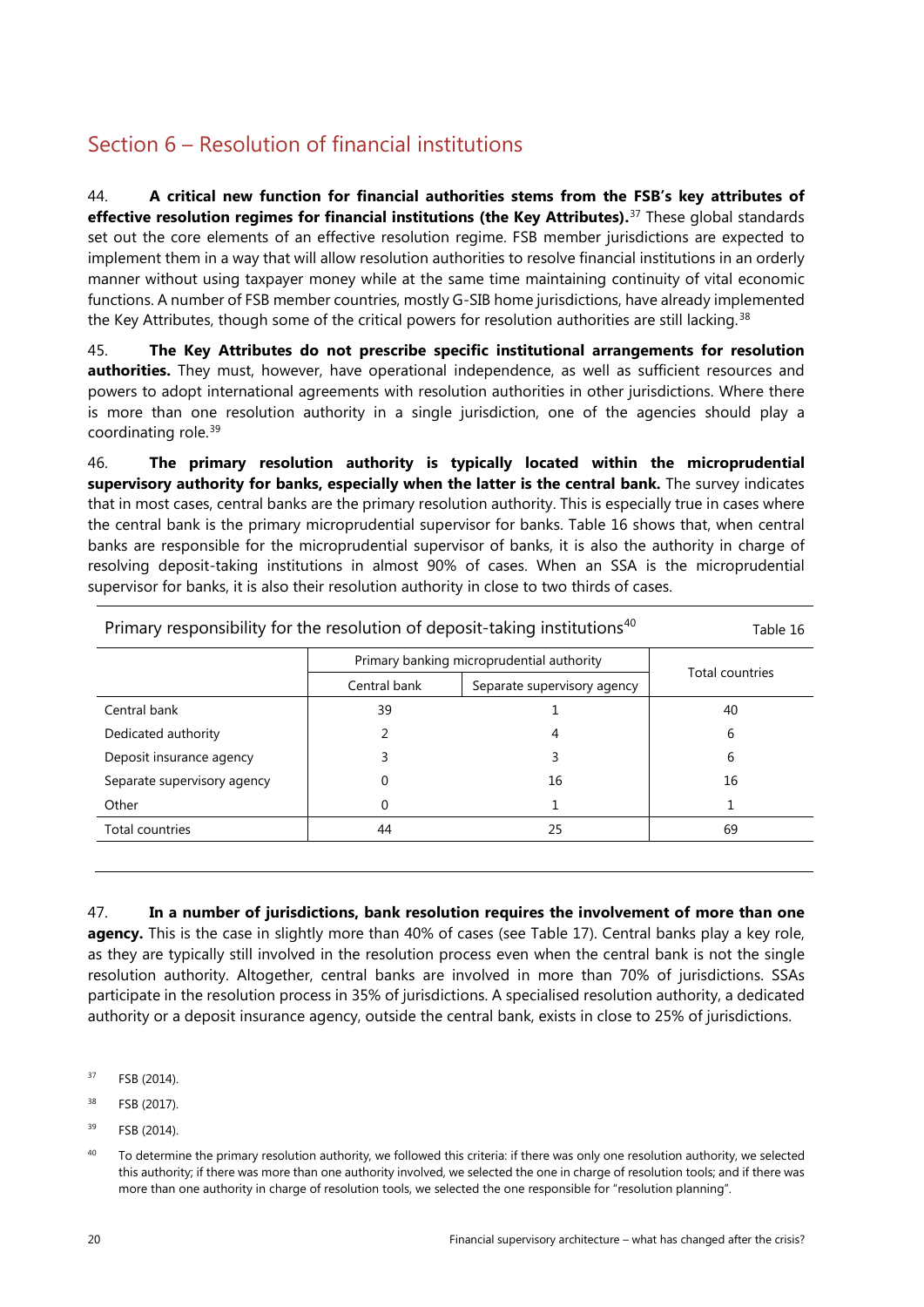## Section 6 – Resolution of financial institutions

44. **A critical new function for financial authorities stems from the FSB's key attributes of effective resolution regimes for financial institutions (the Key Attributes).**[37] These global standards set out the core elements of an effective resolution regime. FSB member jurisdictions are expected to implement them in a way that will allow resolution authorities to resolve financial institutions in an orderly manner without using taxpayer money while at the same time maintaining continuity of vital economic functions. A number of FSB member countries, mostly G-SIB home jurisdictions, have already implemented the Key Attributes, though some of the critical powers for resolution authorities are still lacking.[38]

45. **The Key Attributes do not prescribe specific institutional arrangements for resolution authorities.** They must, however, have operational independence, as well as sufficient resources and powers to adopt international agreements with resolution authorities in other jurisdictions. Where there is more than one resolution authority in a single jurisdiction, one of the agencies should play a coordinating role.[39]

46. **The primary resolution authority is typically located within the microprudential supervisory authority for banks, especially when the latter is the central bank.** The survey indicates that in most cases, central banks are the primary resolution authority. This is especially true in cases where the central bank is the primary microprudential supervisor for banks. Table 16 shows that, when central banks are responsible for the microprudential supervisor of banks, it is also the authority in charge of resolving deposit-taking institutions in almost 90% of cases. When an SSA is the microprudential supervisor for banks, it is also their resolution authority in close to two thirds of cases.

Primary responsibility for the resolution of deposit-taking institutions[40] — Table 16

| | Primary banking microprudential authority | | Total countries |
|---|---|---|---|
| | Central bank | Separate supervisory agency | |
| Central bank | 39 | 1 | 40 |
| Dedicated authority | 2 | 4 | 6 |
| Deposit insurance agency | 3 | 3 | 6 |
| Separate supervisory agency | 0 | 16 | 16 |
| Other | 0 | 1 | 1 |
| Total countries | 44 | 25 | 69 |

47. **In a number of jurisdictions, bank resolution requires the involvement of more than one agency.** This is the case in slightly more than 40% of cases (see Table 17). Central banks play a key role, as they are typically still involved in the resolution process even when the central bank is not the single resolution authority. Altogether, central banks are involved in more than 70% of jurisdictions. SSAs participate in the resolution process in 35% of jurisdictions. A specialised resolution authority, a dedicated authority or a deposit insurance agency, outside the central bank, exists in close to 25% of jurisdictions.

[37] FSB (2014).

[38] FSB (2017).

[39] FSB (2014).

[40] To determine the primary resolution authority, we followed this criteria: if there was only one resolution authority, we selected this authority; if there was more than one authority involved, we selected the one in charge of resolution tools; and if there was more than one authority in charge of resolution tools, we selected the one responsible for "resolution planning".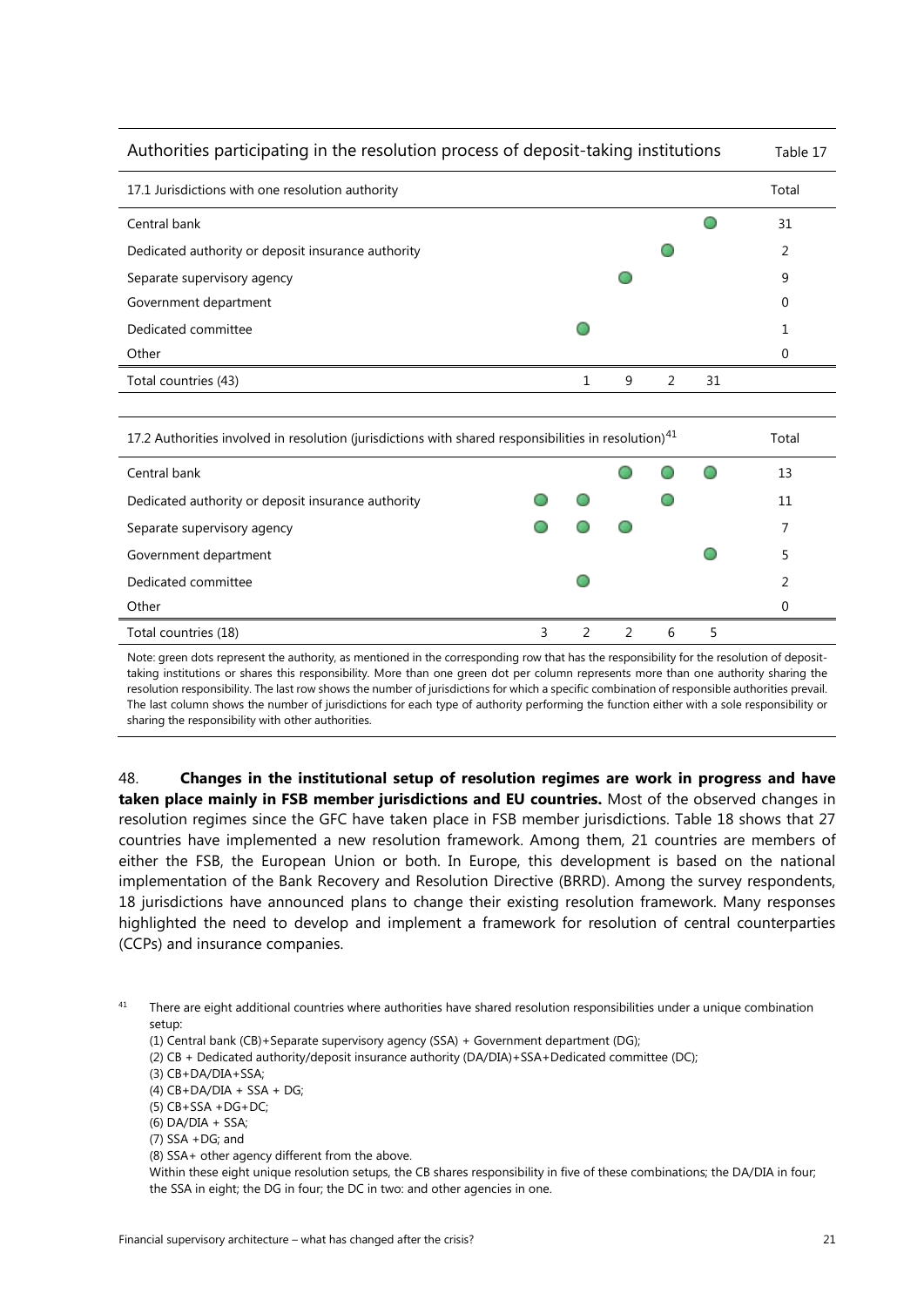**Authorities participating in the resolution process of deposit-taking institutions** — Table 17

| 17.1 Jurisdictions with one resolution authority | | | | | Total |
|---|---|---|---|---|---|
| Central bank | | | | ● | 31 |
| Dedicated authority or deposit insurance authority | | | ● | | 2 |
| Separate supervisory agency | | ● | | | 9 |
| Government department | | | | | 0 |
| Dedicated committee | ● | | | | 1 |
| Other | | | | | 0 |
| Total countries (43) | 1 | 9 | 2 | 31 | |

| 17.2 Authorities involved in resolution (jurisdictions with shared responsibilities in resolution)[41] | | | | | | Total |
|---|---|---|---|---|---|---|
| Central bank | | | ● | ● | ● | 13 |
| Dedicated authority or deposit insurance authority | ● | ● | | ● | | 11 |
| Separate supervisory agency | ● | ● | ● | | | 7 |
| Government department | | | | | ● | 5 |
| Dedicated committee | | ● | | | | 2 |
| Other | | | | | | 0 |
| Total countries (18) | 3 | 2 | 2 | 6 | 5 | |

Note: green dots represent the authority, as mentioned in the corresponding row that has the responsibility for the resolution of deposit-taking institutions or shares this responsibility. More than one green dot per column represents more than one authority sharing the resolution responsibility. The last row shows the number of jurisdictions for which a specific combination of responsible authorities prevail. The last column shows the number of jurisdictions for each type of authority performing the function either with a sole responsibility or sharing the responsibility with other authorities.

48. **Changes in the institutional setup of resolution regimes are work in progress and have taken place mainly in FSB member jurisdictions and EU countries.** Most of the observed changes in resolution regimes since the GFC have taken place in FSB member jurisdictions. Table 18 shows that 27 countries have implemented a new resolution framework. Among them, 21 countries are members of either the FSB, the European Union or both. In Europe, this development is based on the national implementation of the Bank Recovery and Resolution Directive (BRRD). Among the survey respondents, 18 jurisdictions have announced plans to change their existing resolution framework. Many responses highlighted the need to develop and implement a framework for resolution of central counterparties (CCPs) and insurance companies.

[41] There are eight additional countries where authorities have shared resolution responsibilities under a unique combination setup:

(1) Central bank (CB)+Separate supervisory agency (SSA) + Government department (DG);
(2) CB + Dedicated authority/deposit insurance authority (DA/DIA)+SSA+Dedicated committee (DC);
(3) CB+DA/DIA+SSA;
(4) CB+DA/DIA + SSA + DG;
(5) CB+SSA +DG+DC;
(6) DA/DIA + SSA;
(7) SSA +DG; and
(8) SSA+ other agency different from the above.

Within these eight unique resolution setups, the CB shares responsibility in five of these combinations; the DA/DIA in four; the SSA in eight; the DG in four; the DC in two: and other agencies in one.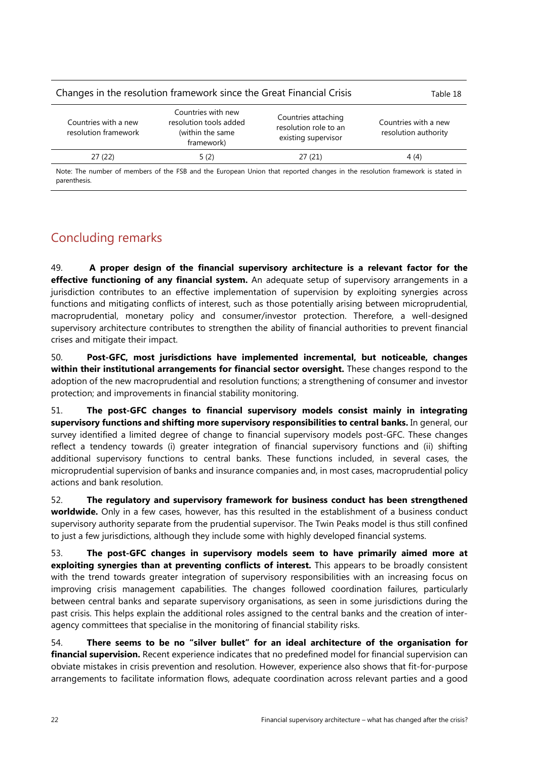Changes in the resolution framework since the Great Financial Crisis — Table 18

| Countries with a new resolution framework | Countries with new resolution tools added (within the same framework) | Countries attaching resolution role to an existing supervisor | Countries with a new resolution authority |
|---|---|---|---|
| 27 (22) | 5 (2) | 27 (21) | 4 (4) |

Note: The number of members of the FSB and the European Union that reported changes in the resolution framework is stated in parenthesis.

## Concluding remarks

49. **A proper design of the financial supervisory architecture is a relevant factor for the effective functioning of any financial system.** An adequate setup of supervisory arrangements in a jurisdiction contributes to an effective implementation of supervision by exploiting synergies across functions and mitigating conflicts of interest, such as those potentially arising between microprudential, macroprudential, monetary policy and consumer/investor protection. Therefore, a well-designed supervisory architecture contributes to strengthen the ability of financial authorities to prevent financial crises and mitigate their impact.

50. **Post-GFC, most jurisdictions have implemented incremental, but noticeable, changes within their institutional arrangements for financial sector oversight.** These changes respond to the adoption of the new macroprudential and resolution functions; a strengthening of consumer and investor protection; and improvements in financial stability monitoring.

51. **The post-GFC changes to financial supervisory models consist mainly in integrating supervisory functions and shifting more supervisory responsibilities to central banks.** In general, our survey identified a limited degree of change to financial supervisory models post-GFC. These changes reflect a tendency towards (i) greater integration of financial supervisory functions and (ii) shifting additional supervisory functions to central banks. These functions included, in several cases, the microprudential supervision of banks and insurance companies and, in most cases, macroprudential policy actions and bank resolution.

52. **The regulatory and supervisory framework for business conduct has been strengthened worldwide.** Only in a few cases, however, has this resulted in the establishment of a business conduct supervisory authority separate from the prudential supervisor. The Twin Peaks model is thus still confined to just a few jurisdictions, although they include some with highly developed financial systems.

53. **The post-GFC changes in supervisory models seem to have primarily aimed more at exploiting synergies than at preventing conflicts of interest.** This appears to be broadly consistent with the trend towards greater integration of supervisory responsibilities with an increasing focus on improving crisis management capabilities. The changes followed coordination failures, particularly between central banks and separate supervisory organisations, as seen in some jurisdictions during the past crisis. This helps explain the additional roles assigned to the central banks and the creation of inter-agency committees that specialise in the monitoring of financial stability risks.

54. **There seems to be no "silver bullet" for an ideal architecture of the organisation for financial supervision.** Recent experience indicates that no predefined model for financial supervision can obviate mistakes in crisis prevention and resolution. However, experience also shows that fit-for-purpose arrangements to facilitate information flows, adequate coordination across relevant parties and a good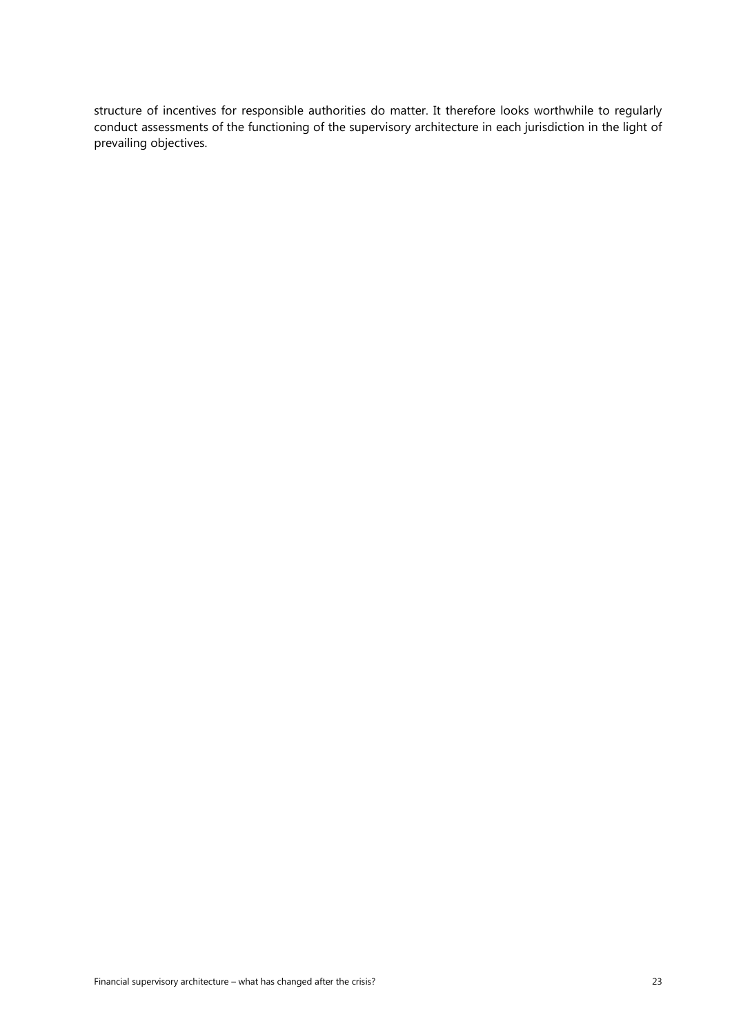structure of incentives for responsible authorities do matter. It therefore looks worthwhile to regularly conduct assessments of the functioning of the supervisory architecture in each jurisdiction in the light of prevailing objectives.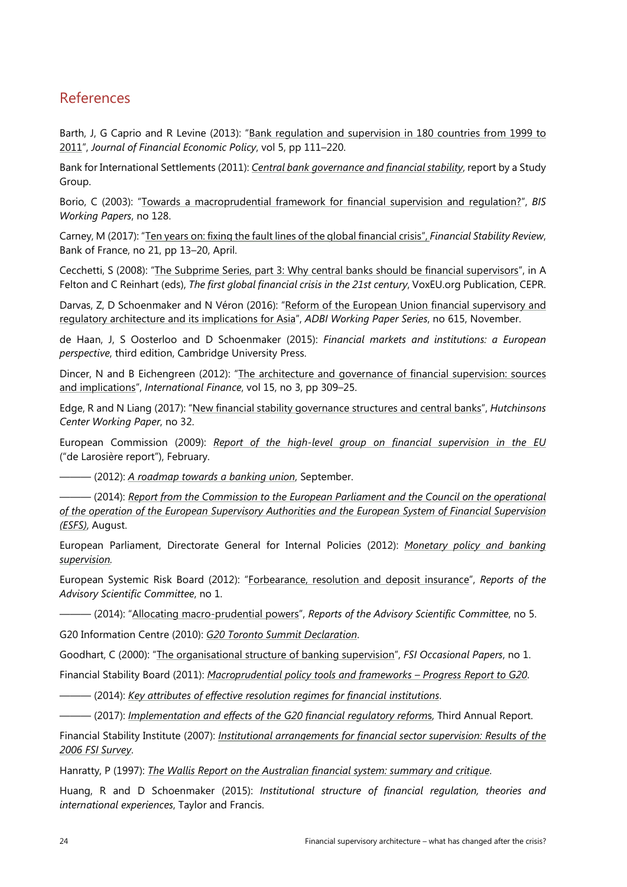## References

Barth, J, G Caprio and R Levine (2013): "Bank regulation and supervision in 180 countries from 1999 to 2011", *Journal of Financial Economic Policy*, vol 5, pp 111–220.

Bank for International Settlements (2011): *Central bank governance and financial stability*, report by a Study Group.

Borio, C (2003): "Towards a macroprudential framework for financial supervision and regulation?", *BIS Working Papers*, no 128.

Carney, M (2017): "Ten years on: fixing the fault lines of the global financial crisis", *Financial Stability Review*, Bank of France, no 21, pp 13–20, April.

Cecchetti, S (2008): "The Subprime Series, part 3: Why central banks should be financial supervisors", in A Felton and C Reinhart (eds), *The first global financial crisis in the 21st century*, VoxEU.org Publication, CEPR.

Darvas, Z, D Schoenmaker and N Véron (2016): "Reform of the European Union financial supervisory and regulatory architecture and its implications for Asia", *ADBI Working Paper Series*, no 615, November.

de Haan, J, S Oosterloo and D Schoenmaker (2015): *Financial markets and institutions: a European perspective*, third edition, Cambridge University Press.

Dincer, N and B Eichengreen (2012): "The architecture and governance of financial supervision: sources and implications", *International Finance*, vol 15, no 3, pp 309–25.

Edge, R and N Liang (2017): "New financial stability governance structures and central banks", *Hutchinsons Center Working Paper*, no 32.

European Commission (2009): *Report of the high-level group on financial supervision in the EU* ("de Larosière report"), February.

——— (2012): *A roadmap towards a banking union*, September.

——— (2014): *Report from the Commission to the European Parliament and the Council on the operational of the operation of the European Supervisory Authorities and the European System of Financial Supervision (ESFS)*, August.

European Parliament, Directorate General for Internal Policies (2012): *Monetary policy and banking supervision*.

European Systemic Risk Board (2012): "Forbearance, resolution and deposit insurance", *Reports of the Advisory Scientific Committee*, no 1.

——— (2014): "Allocating macro-prudential powers", *Reports of the Advisory Scientific Committee*, no 5.

G20 Information Centre (2010): *G20 Toronto Summit Declaration*.

Goodhart, C (2000): "The organisational structure of banking supervision", *FSI Occasional Papers*, no 1.

Financial Stability Board (2011): *Macroprudential policy tools and frameworks – Progress Report to G20*.

——— (2014): *Key attributes of effective resolution regimes for financial institutions*.

——— (2017): *Implementation and effects of the G20 financial regulatory reforms*, Third Annual Report.

Financial Stability Institute (2007): *Institutional arrangements for financial sector supervision: Results of the 2006 FSI Survey*.

Hanratty, P (1997): *The Wallis Report on the Australian financial system: summary and critique*.

Huang, R and D Schoenmaker (2015): *Institutional structure of financial regulation, theories and international experiences*, Taylor and Francis.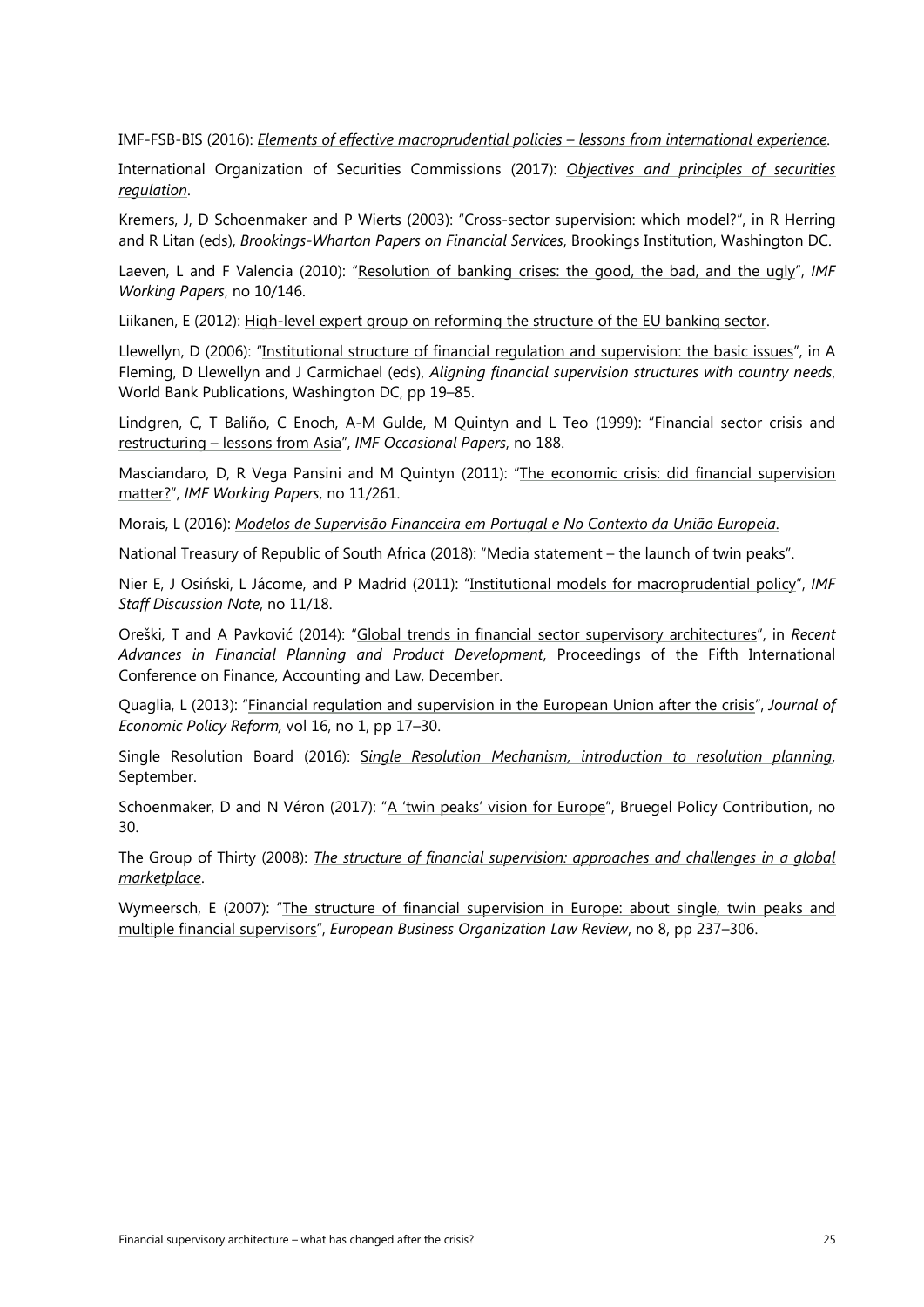IMF-FSB-BIS (2016): *Elements of effective macroprudential policies – lessons from international experience.*

International Organization of Securities Commissions (2017): *Objectives and principles of securities regulation*.

Kremers, J, D Schoenmaker and P Wierts (2003): "Cross-sector supervision: which model?", in R Herring and R Litan (eds), *Brookings-Wharton Papers on Financial Services*, Brookings Institution, Washington DC.

Laeven, L and F Valencia (2010): "Resolution of banking crises: the good, the bad, and the ugly", *IMF Working Papers*, no 10/146.

Liikanen, E (2012): High-level expert group on reforming the structure of the EU banking sector.

Llewellyn, D (2006): "Institutional structure of financial regulation and supervision: the basic issues", in A Fleming, D Llewellyn and J Carmichael (eds), *Aligning financial supervision structures with country needs*, World Bank Publications, Washington DC, pp 19–85.

Lindgren, C, T Baliño, C Enoch, A-M Gulde, M Quintyn and L Teo (1999): "Financial sector crisis and restructuring – lessons from Asia", *IMF Occasional Papers*, no 188.

Masciandaro, D, R Vega Pansini and M Quintyn (2011): "The economic crisis: did financial supervision matter?", *IMF Working Papers*, no 11/261.

Morais, L (2016): *Modelos de Supervisão Financeira em Portugal e No Contexto da União Europeia*.

National Treasury of Republic of South Africa (2018): "Media statement – the launch of twin peaks".

Nier E, J Osiński, L Jácome, and P Madrid (2011): "Institutional models for macroprudential policy", *IMF Staff Discussion Note*, no 11/18.

Oreški, T and A Pavković (2014): "Global trends in financial sector supervisory architectures", in *Recent Advances in Financial Planning and Product Development*, Proceedings of the Fifth International Conference on Finance, Accounting and Law, December.

Quaglia, L (2013): "Financial regulation and supervision in the European Union after the crisis", *Journal of Economic Policy Reform,* vol 16, no 1, pp 17–30.

Single Resolution Board (2016): S*ingle Resolution Mechanism, introduction to resolution planning*, September.

Schoenmaker, D and N Véron (2017): "A 'twin peaks' vision for Europe", Bruegel Policy Contribution, no 30.

The Group of Thirty (2008): *The structure of financial supervision: approaches and challenges in a global marketplace*.

Wymeersch, E (2007): "The structure of financial supervision in Europe: about single, twin peaks and multiple financial supervisors", *European Business Organization Law Review*, no 8, pp 237–306.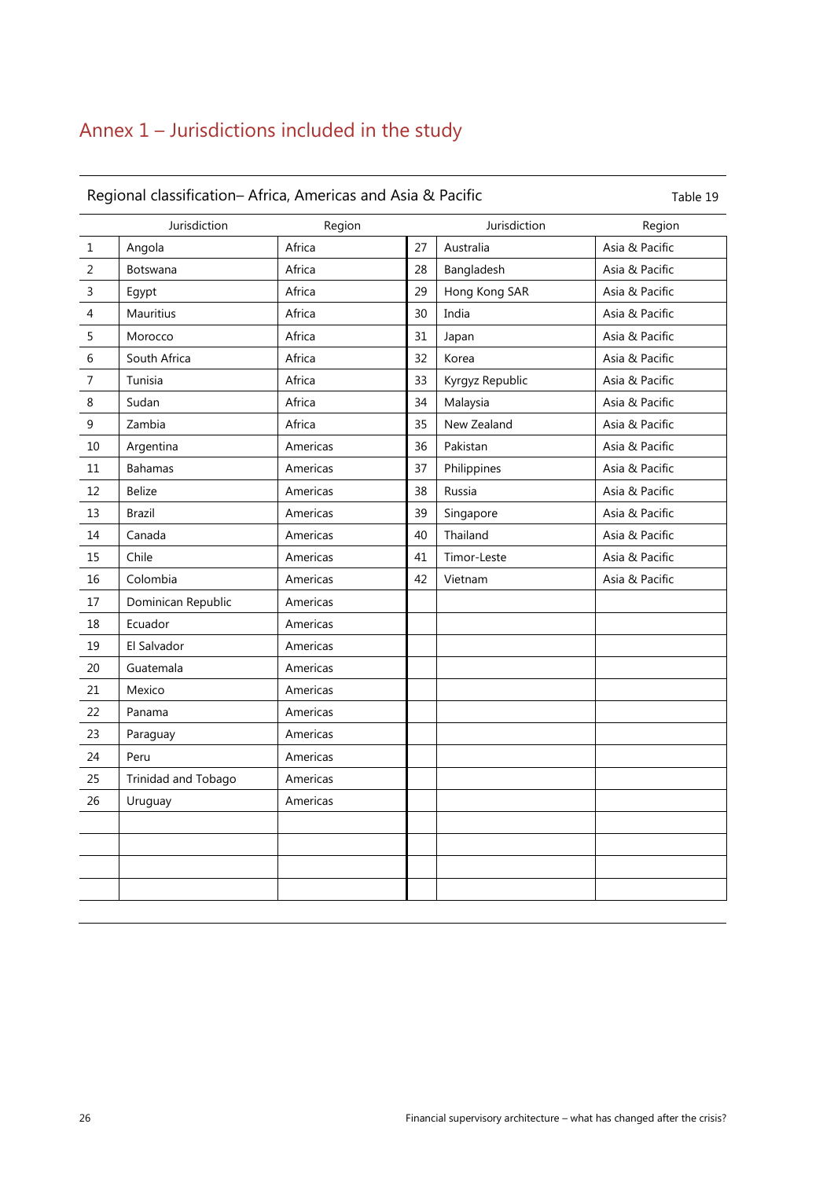# Annex 1 – Jurisdictions included in the study

**Regional classification– Africa, Americas and Asia & Pacific** Table 19

| | Jurisdiction | Region | | Jurisdiction | Region |
|---|---|---|---|---|---|
| 1 | Angola | Africa | 27 | Australia | Asia & Pacific |
| 2 | Botswana | Africa | 28 | Bangladesh | Asia & Pacific |
| 3 | Egypt | Africa | 29 | Hong Kong SAR | Asia & Pacific |
| 4 | Mauritius | Africa | 30 | India | Asia & Pacific |
| 5 | Morocco | Africa | 31 | Japan | Asia & Pacific |
| 6 | South Africa | Africa | 32 | Korea | Asia & Pacific |
| 7 | Tunisia | Africa | 33 | Kyrgyz Republic | Asia & Pacific |
| 8 | Sudan | Africa | 34 | Malaysia | Asia & Pacific |
| 9 | Zambia | Africa | 35 | New Zealand | Asia & Pacific |
| 10 | Argentina | Americas | 36 | Pakistan | Asia & Pacific |
| 11 | Bahamas | Americas | 37 | Philippines | Asia & Pacific |
| 12 | Belize | Americas | 38 | Russia | Asia & Pacific |
| 13 | Brazil | Americas | 39 | Singapore | Asia & Pacific |
| 14 | Canada | Americas | 40 | Thailand | Asia & Pacific |
| 15 | Chile | Americas | 41 | Timor-Leste | Asia & Pacific |
| 16 | Colombia | Americas | 42 | Vietnam | Asia & Pacific |
| 17 | Dominican Republic | Americas | | | |
| 18 | Ecuador | Americas | | | |
| 19 | El Salvador | Americas | | | |
| 20 | Guatemala | Americas | | | |
| 21 | Mexico | Americas | | | |
| 22 | Panama | Americas | | | |
| 23 | Paraguay | Americas | | | |
| 24 | Peru | Americas | | | |
| 25 | Trinidad and Tobago | Americas | | | |
| 26 | Uruguay | Americas | | | |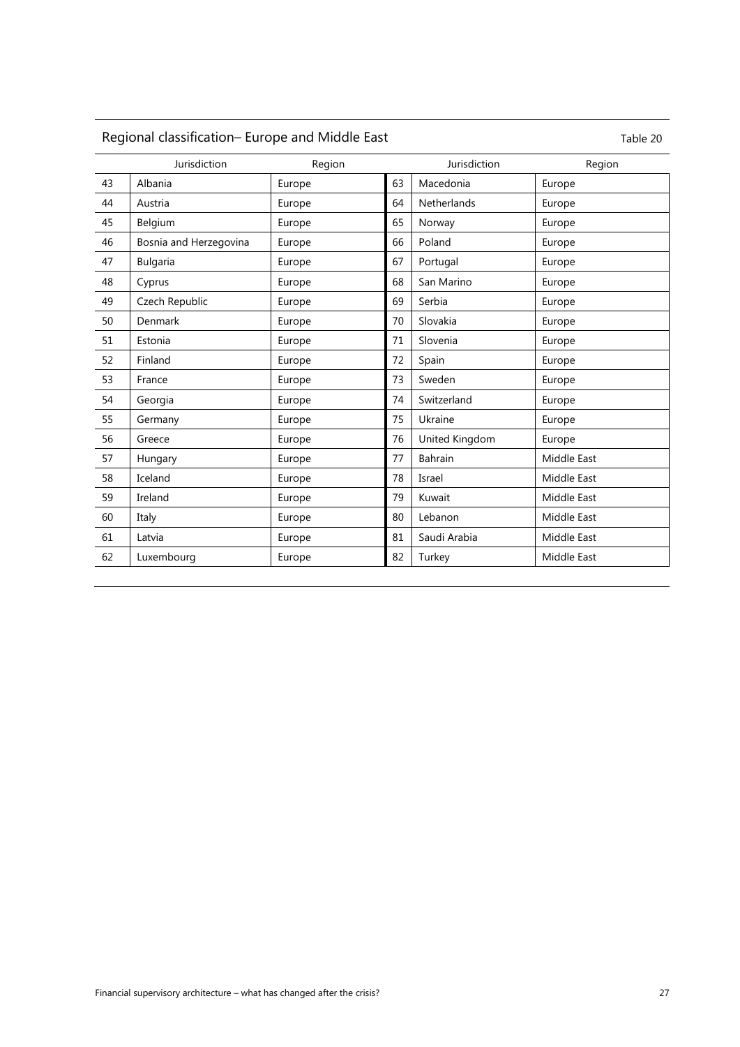## Regional classification– Europe and Middle East

Table 20

| | Jurisdiction | Region | | Jurisdiction | Region |
|---|---|---|---|---|---|
| 43 | Albania | Europe | 63 | Macedonia | Europe |
| 44 | Austria | Europe | 64 | Netherlands | Europe |
| 45 | Belgium | Europe | 65 | Norway | Europe |
| 46 | Bosnia and Herzegovina | Europe | 66 | Poland | Europe |
| 47 | Bulgaria | Europe | 67 | Portugal | Europe |
| 48 | Cyprus | Europe | 68 | San Marino | Europe |
| 49 | Czech Republic | Europe | 69 | Serbia | Europe |
| 50 | Denmark | Europe | 70 | Slovakia | Europe |
| 51 | Estonia | Europe | 71 | Slovenia | Europe |
| 52 | Finland | Europe | 72 | Spain | Europe |
| 53 | France | Europe | 73 | Sweden | Europe |
| 54 | Georgia | Europe | 74 | Switzerland | Europe |
| 55 | Germany | Europe | 75 | Ukraine | Europe |
| 56 | Greece | Europe | 76 | United Kingdom | Europe |
| 57 | Hungary | Europe | 77 | Bahrain | Middle East |
| 58 | Iceland | Europe | 78 | Israel | Middle East |
| 59 | Ireland | Europe | 79 | Kuwait | Middle East |
| 60 | Italy | Europe | 80 | Lebanon | Middle East |
| 61 | Latvia | Europe | 81 | Saudi Arabia | Middle East |
| 62 | Luxembourg | Europe | 82 | Turkey | Middle East |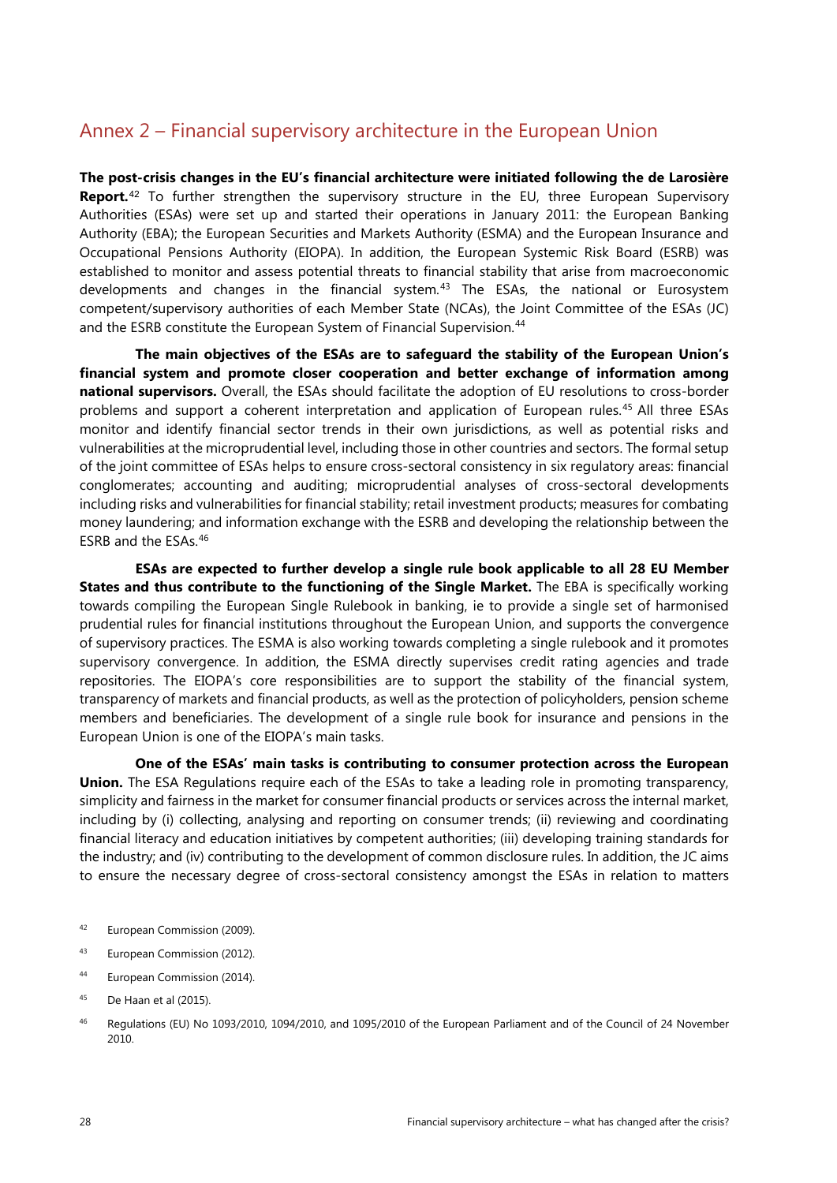## Annex 2 – Financial supervisory architecture in the European Union

**The post-crisis changes in the EU's financial architecture were initiated following the de Larosière Report.**[42] To further strengthen the supervisory structure in the EU, three European Supervisory Authorities (ESAs) were set up and started their operations in January 2011: the European Banking Authority (EBA); the European Securities and Markets Authority (ESMA) and the European Insurance and Occupational Pensions Authority (EIOPA). In addition, the European Systemic Risk Board (ESRB) was established to monitor and assess potential threats to financial stability that arise from macroeconomic developments and changes in the financial system.[43] The ESAs, the national or Eurosystem competent/supervisory authorities of each Member State (NCAs), the Joint Committee of the ESAs (JC) and the ESRB constitute the European System of Financial Supervision.[44]

**The main objectives of the ESAs are to safeguard the stability of the European Union's financial system and promote closer cooperation and better exchange of information among national supervisors.** Overall, the ESAs should facilitate the adoption of EU resolutions to cross-border problems and support a coherent interpretation and application of European rules.[45] All three ESAs monitor and identify financial sector trends in their own jurisdictions, as well as potential risks and vulnerabilities at the microprudential level, including those in other countries and sectors. The formal setup of the joint committee of ESAs helps to ensure cross-sectoral consistency in six regulatory areas: financial conglomerates; accounting and auditing; microprudential analyses of cross-sectoral developments including risks and vulnerabilities for financial stability; retail investment products; measures for combating money laundering; and information exchange with the ESRB and developing the relationship between the ESRB and the ESAs.[46]

**ESAs are expected to further develop a single rule book applicable to all 28 EU Member States and thus contribute to the functioning of the Single Market.** The EBA is specifically working towards compiling the European Single Rulebook in banking, ie to provide a single set of harmonised prudential rules for financial institutions throughout the European Union, and supports the convergence of supervisory practices. The ESMA is also working towards completing a single rulebook and it promotes supervisory convergence. In addition, the ESMA directly supervises credit rating agencies and trade repositories. The EIOPA's core responsibilities are to support the stability of the financial system, transparency of markets and financial products, as well as the protection of policyholders, pension scheme members and beneficiaries. The development of a single rule book for insurance and pensions in the European Union is one of the EIOPA's main tasks.

**One of the ESAs' main tasks is contributing to consumer protection across the European Union.** The ESA Regulations require each of the ESAs to take a leading role in promoting transparency, simplicity and fairness in the market for consumer financial products or services across the internal market, including by (i) collecting, analysing and reporting on consumer trends; (ii) reviewing and coordinating financial literacy and education initiatives by competent authorities; (iii) developing training standards for the industry; and (iv) contributing to the development of common disclosure rules. In addition, the JC aims to ensure the necessary degree of cross-sectoral consistency amongst the ESAs in relation to matters

---

[42] European Commission (2009).

[43] European Commission (2012).

[44] European Commission (2014).

[45] De Haan et al (2015).

[46] Regulations (EU) No 1093/2010, 1094/2010, and 1095/2010 of the European Parliament and of the Council of 24 November 2010.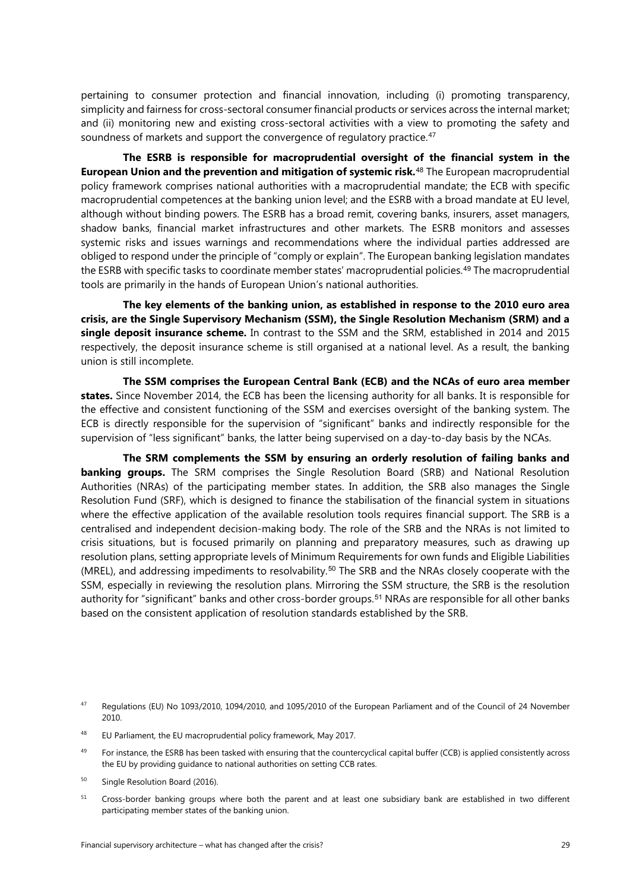pertaining to consumer protection and financial innovation, including (i) promoting transparency, simplicity and fairness for cross-sectoral consumer financial products or services across the internal market; and (ii) monitoring new and existing cross-sectoral activities with a view to promoting the safety and soundness of markets and support the convergence of regulatory practice.[47]

**The ESRB is responsible for macroprudential oversight of the financial system in the European Union and the prevention and mitigation of systemic risk.**[48] The European macroprudential policy framework comprises national authorities with a macroprudential mandate; the ECB with specific macroprudential competences at the banking union level; and the ESRB with a broad mandate at EU level, although without binding powers. The ESRB has a broad remit, covering banks, insurers, asset managers, shadow banks, financial market infrastructures and other markets. The ESRB monitors and assesses systemic risks and issues warnings and recommendations where the individual parties addressed are obliged to respond under the principle of "comply or explain". The European banking legislation mandates the ESRB with specific tasks to coordinate member states' macroprudential policies.[49] The macroprudential tools are primarily in the hands of European Union's national authorities.

**The key elements of the banking union, as established in response to the 2010 euro area crisis, are the Single Supervisory Mechanism (SSM), the Single Resolution Mechanism (SRM) and a single deposit insurance scheme.** In contrast to the SSM and the SRM, established in 2014 and 2015 respectively, the deposit insurance scheme is still organised at a national level. As a result, the banking union is still incomplete.

**The SSM comprises the European Central Bank (ECB) and the NCAs of euro area member states.** Since November 2014, the ECB has been the licensing authority for all banks. It is responsible for the effective and consistent functioning of the SSM and exercises oversight of the banking system. The ECB is directly responsible for the supervision of "significant" banks and indirectly responsible for the supervision of "less significant" banks, the latter being supervised on a day-to-day basis by the NCAs.

**The SRM complements the SSM by ensuring an orderly resolution of failing banks and banking groups.** The SRM comprises the Single Resolution Board (SRB) and National Resolution Authorities (NRAs) of the participating member states. In addition, the SRB also manages the Single Resolution Fund (SRF), which is designed to finance the stabilisation of the financial system in situations where the effective application of the available resolution tools requires financial support. The SRB is a centralised and independent decision-making body. The role of the SRB and the NRAs is not limited to crisis situations, but is focused primarily on planning and preparatory measures, such as drawing up resolution plans, setting appropriate levels of Minimum Requirements for own funds and Eligible Liabilities (MREL), and addressing impediments to resolvability.[50] The SRB and the NRAs closely cooperate with the SSM, especially in reviewing the resolution plans. Mirroring the SSM structure, the SRB is the resolution authority for "significant" banks and other cross-border groups.[51] NRAs are responsible for all other banks based on the consistent application of resolution standards established by the SRB.

---

[47] Regulations (EU) No 1093/2010, 1094/2010, and 1095/2010 of the European Parliament and of the Council of 24 November 2010.

[48] EU Parliament, the EU macroprudential policy framework, May 2017.

[49] For instance, the ESRB has been tasked with ensuring that the countercyclical capital buffer (CCB) is applied consistently across the EU by providing guidance to national authorities on setting CCB rates.

[50] Single Resolution Board (2016).

[51] Cross-border banking groups where both the parent and at least one subsidiary bank are established in two different participating member states of the banking union.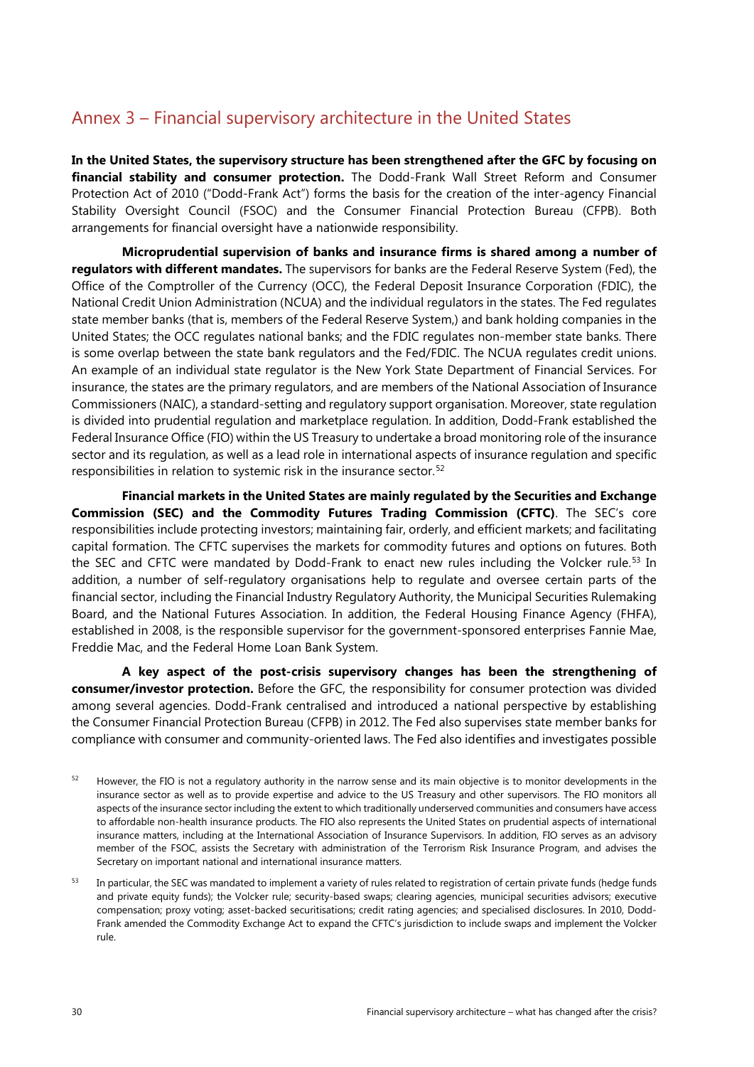## Annex 3 – Financial supervisory architecture in the United States

**In the United States, the supervisory structure has been strengthened after the GFC by focusing on financial stability and consumer protection.** The Dodd-Frank Wall Street Reform and Consumer Protection Act of 2010 ("Dodd-Frank Act") forms the basis for the creation of the inter-agency Financial Stability Oversight Council (FSOC) and the Consumer Financial Protection Bureau (CFPB). Both arrangements for financial oversight have a nationwide responsibility.

**Microprudential supervision of banks and insurance firms is shared among a number of regulators with different mandates.** The supervisors for banks are the Federal Reserve System (Fed), the Office of the Comptroller of the Currency (OCC), the Federal Deposit Insurance Corporation (FDIC), the National Credit Union Administration (NCUA) and the individual regulators in the states. The Fed regulates state member banks (that is, members of the Federal Reserve System,) and bank holding companies in the United States; the OCC regulates national banks; and the FDIC regulates non-member state banks. There is some overlap between the state bank regulators and the Fed/FDIC. The NCUA regulates credit unions. An example of an individual state regulator is the New York State Department of Financial Services. For insurance, the states are the primary regulators, and are members of the National Association of Insurance Commissioners (NAIC), a standard-setting and regulatory support organisation. Moreover, state regulation is divided into prudential regulation and marketplace regulation. In addition, Dodd-Frank established the Federal Insurance Office (FIO) within the US Treasury to undertake a broad monitoring role of the insurance sector and its regulation, as well as a lead role in international aspects of insurance regulation and specific responsibilities in relation to systemic risk in the insurance sector.[52]

**Financial markets in the United States are mainly regulated by the Securities and Exchange Commission (SEC) and the Commodity Futures Trading Commission (CFTC)**. The SEC's core responsibilities include protecting investors; maintaining fair, orderly, and efficient markets; and facilitating capital formation. The CFTC supervises the markets for commodity futures and options on futures. Both the SEC and CFTC were mandated by Dodd-Frank to enact new rules including the Volcker rule.[53] In addition, a number of self-regulatory organisations help to regulate and oversee certain parts of the financial sector, including the Financial Industry Regulatory Authority, the Municipal Securities Rulemaking Board, and the National Futures Association. In addition, the Federal Housing Finance Agency (FHFA), established in 2008, is the responsible supervisor for the government-sponsored enterprises Fannie Mae, Freddie Mac, and the Federal Home Loan Bank System.

**A key aspect of the post-crisis supervisory changes has been the strengthening of consumer/investor protection.** Before the GFC, the responsibility for consumer protection was divided among several agencies. Dodd-Frank centralised and introduced a national perspective by establishing the Consumer Financial Protection Bureau (CFPB) in 2012. The Fed also supervises state member banks for compliance with consumer and community-oriented laws. The Fed also identifies and investigates possible

[52] However, the FIO is not a regulatory authority in the narrow sense and its main objective is to monitor developments in the insurance sector as well as to provide expertise and advice to the US Treasury and other supervisors. The FIO monitors all aspects of the insurance sector including the extent to which traditionally underserved communities and consumers have access to affordable non-health insurance products. The FIO also represents the United States on prudential aspects of international insurance matters, including at the International Association of Insurance Supervisors. In addition, FIO serves as an advisory member of the FSOC, assists the Secretary with administration of the Terrorism Risk Insurance Program, and advises the Secretary on important national and international insurance matters.

[53] In particular, the SEC was mandated to implement a variety of rules related to registration of certain private funds (hedge funds and private equity funds); the Volcker rule; security-based swaps; clearing agencies, municipal securities advisors; executive compensation; proxy voting; asset-backed securitisations; credit rating agencies; and specialised disclosures. In 2010, Dodd-Frank amended the Commodity Exchange Act to expand the CFTC's jurisdiction to include swaps and implement the Volcker rule.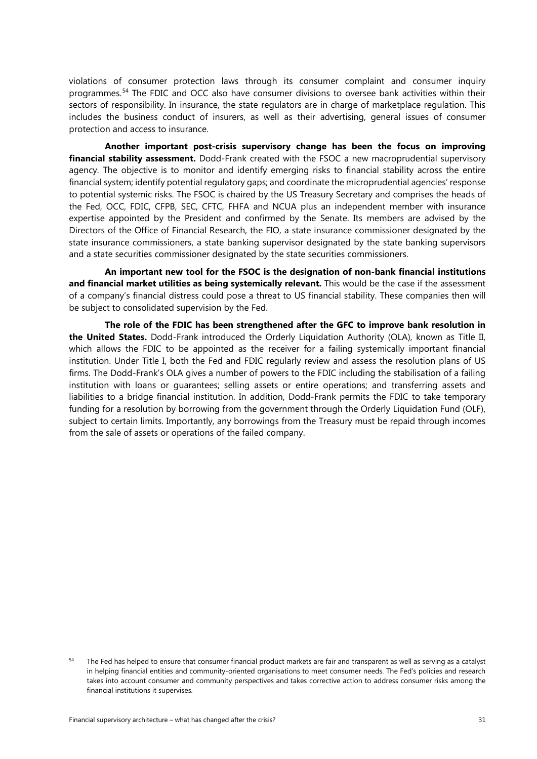violations of consumer protection laws through its consumer complaint and consumer inquiry programmes.[54] The FDIC and OCC also have consumer divisions to oversee bank activities within their sectors of responsibility. In insurance, the state regulators are in charge of marketplace regulation. This includes the business conduct of insurers, as well as their advertising, general issues of consumer protection and access to insurance.

**Another important post-crisis supervisory change has been the focus on improving financial stability assessment.** Dodd-Frank created with the FSOC a new macroprudential supervisory agency. The objective is to monitor and identify emerging risks to financial stability across the entire financial system; identify potential regulatory gaps; and coordinate the microprudential agencies' response to potential systemic risks. The FSOC is chaired by the US Treasury Secretary and comprises the heads of the Fed, OCC, FDIC, CFPB, SEC, CFTC, FHFA and NCUA plus an independent member with insurance expertise appointed by the President and confirmed by the Senate. Its members are advised by the Directors of the Office of Financial Research, the FIO, a state insurance commissioner designated by the state insurance commissioners, a state banking supervisor designated by the state banking supervisors and a state securities commissioner designated by the state securities commissioners.

**An important new tool for the FSOC is the designation of non-bank financial institutions and financial market utilities as being systemically relevant.** This would be the case if the assessment of a company's financial distress could pose a threat to US financial stability. These companies then will be subject to consolidated supervision by the Fed.

**The role of the FDIC has been strengthened after the GFC to improve bank resolution in the United States.** Dodd-Frank introduced the Orderly Liquidation Authority (OLA), known as Title II, which allows the FDIC to be appointed as the receiver for a failing systemically important financial institution. Under Title I, both the Fed and FDIC regularly review and assess the resolution plans of US firms. The Dodd-Frank's OLA gives a number of powers to the FDIC including the stabilisation of a failing institution with loans or guarantees; selling assets or entire operations; and transferring assets and liabilities to a bridge financial institution. In addition, Dodd-Frank permits the FDIC to take temporary funding for a resolution by borrowing from the government through the Orderly Liquidation Fund (OLF), subject to certain limits. Importantly, any borrowings from the Treasury must be repaid through incomes from the sale of assets or operations of the failed company.

[54] The Fed has helped to ensure that consumer financial product markets are fair and transparent as well as serving as a catalyst in helping financial entities and community-oriented organisations to meet consumer needs. The Fed's policies and research takes into account consumer and community perspectives and takes corrective action to address consumer risks among the financial institutions it supervises.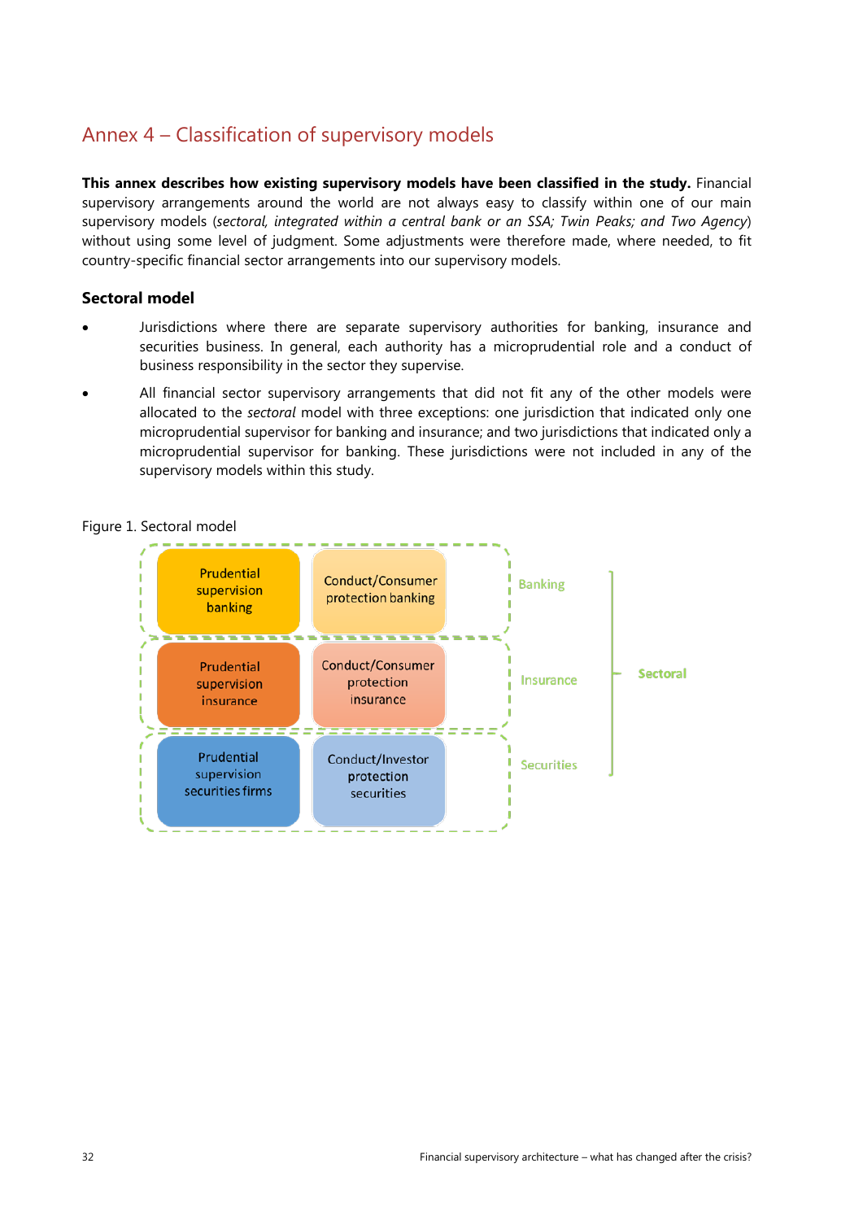## Annex 4 – Classification of supervisory models

**This annex describes how existing supervisory models have been classified in the study.** Financial supervisory arrangements around the world are not always easy to classify within one of our main supervisory models (*sectoral, integrated within a central bank or an SSA; Twin Peaks; and Two Agency*) without using some level of judgment. Some adjustments were therefore made, where needed, to fit country-specific financial sector arrangements into our supervisory models.

### Sectoral model

- Jurisdictions where there are separate supervisory authorities for banking, insurance and securities business. In general, each authority has a microprudential role and a conduct of business responsibility in the sector they supervise.
- All financial sector supervisory arrangements that did not fit any of the other models were allocated to the *sectoral* model with three exceptions: one jurisdiction that indicated only one microprudential supervisor for banking and insurance; and two jurisdictions that indicated only a microprudential supervisor for banking. These jurisdictions were not included in any of the supervisory models within this study.

Figure 1. Sectoral model

| | | | |
|---|---|---|---|
| Prudential supervision banking | Conduct/Consumer protection banking | Banking | Sectoral |
| Prudential supervision insurance | Conduct/Consumer protection insurance | Insurance | |
| Prudential supervision securities firms | Conduct/Investor protection securities | Securities | |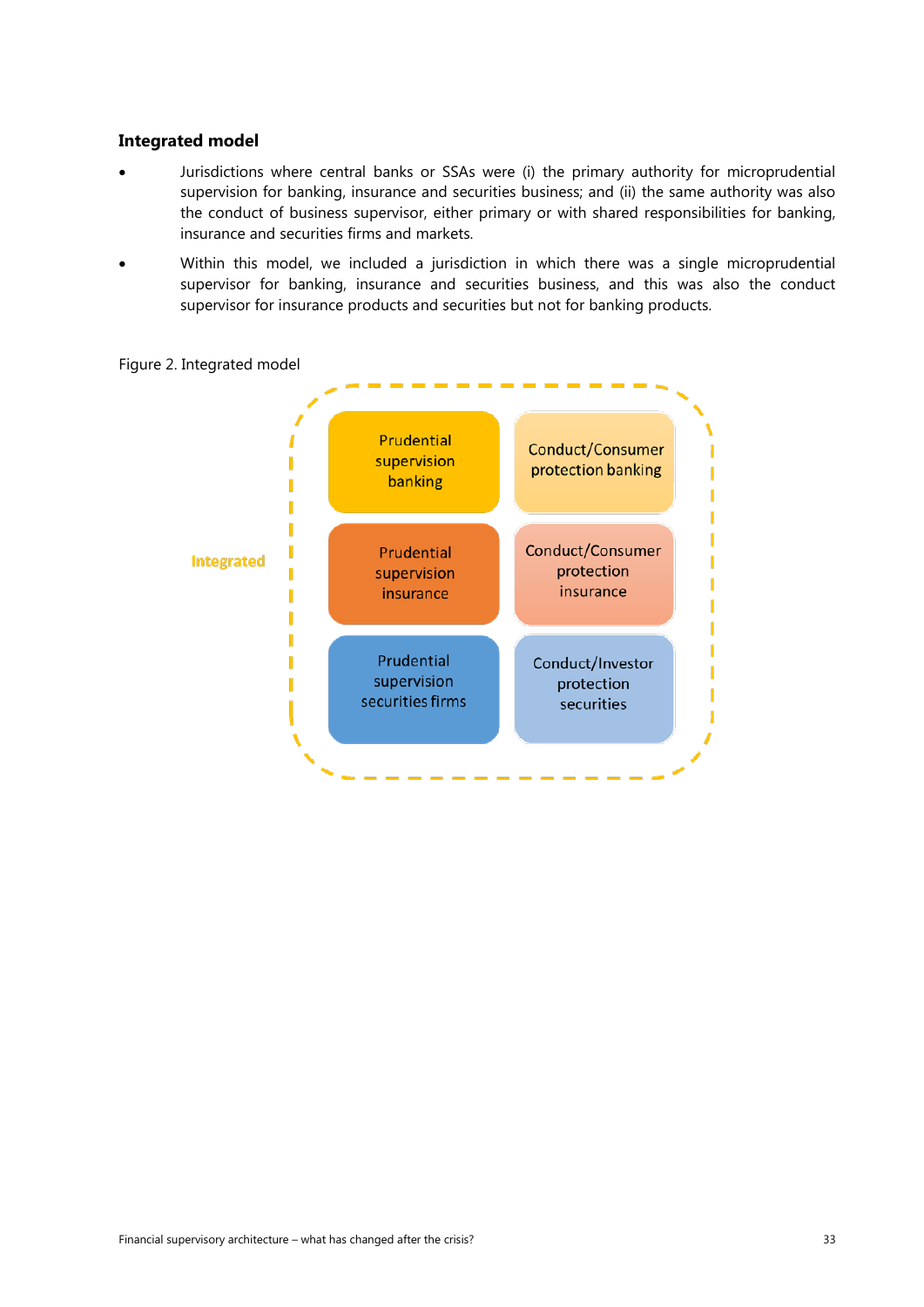### Integrated model

- Jurisdictions where central banks or SSAs were (i) the primary authority for microprudential supervision for banking, insurance and securities business; and (ii) the same authority was also the conduct of business supervisor, either primary or with shared responsibilities for banking, insurance and securities firms and markets.
- Within this model, we included a jurisdiction in which there was a single microprudential supervisor for banking, insurance and securities business, and this was also the conduct supervisor for insurance products and securities but not for banking products.

Figure 2. Integrated model

Integrated

| Prudential supervision banking | Conduct/Consumer protection banking |
|---|---|
| Prudential supervision insurance | Conduct/Consumer protection insurance |
| Prudential supervision securities firms | Conduct/Investor protection securities |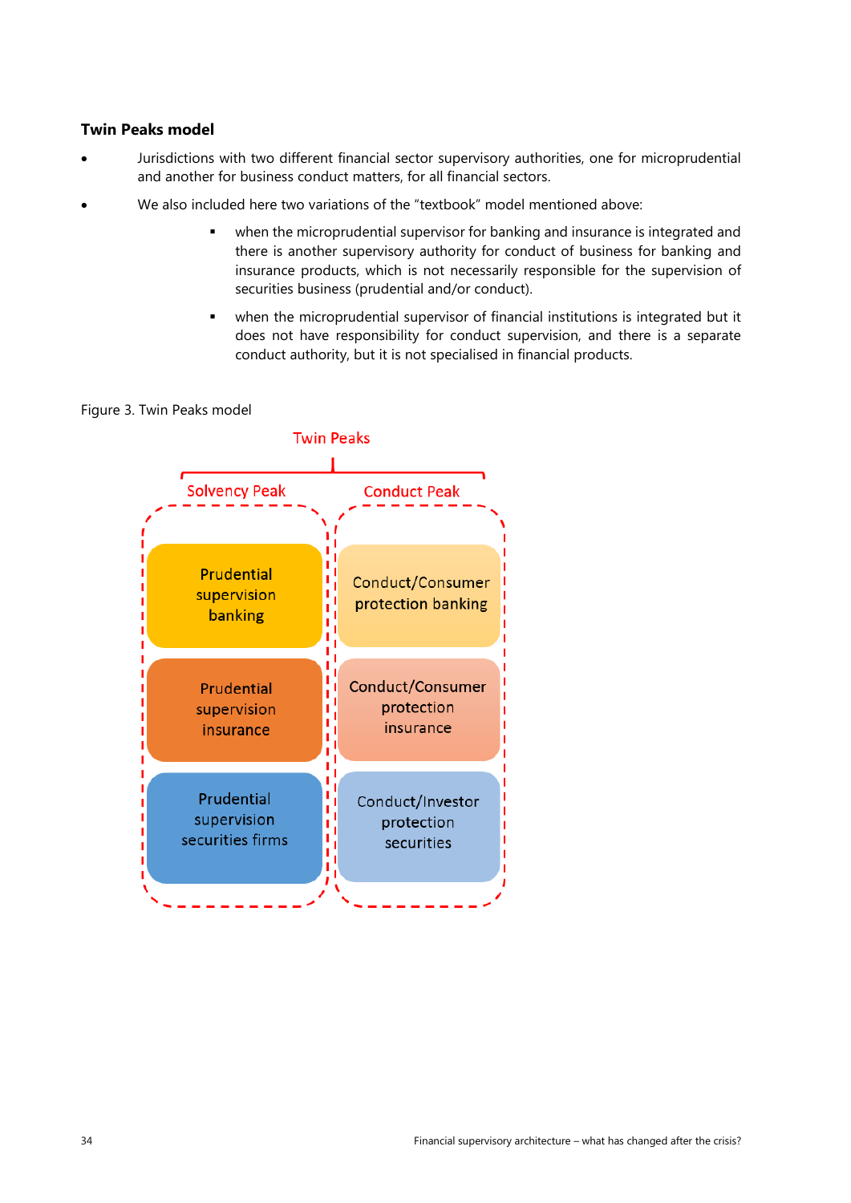**Twin Peaks model**

- Jurisdictions with two different financial sector supervisory authorities, one for microprudential and another for business conduct matters, for all financial sectors.
- We also included here two variations of the "textbook" model mentioned above:
  - when the microprudential supervisor for banking and insurance is integrated and there is another supervisory authority for conduct of business for banking and insurance products, which is not necessarily responsible for the supervision of securities business (prudential and/or conduct).
  - when the microprudential supervisor of financial institutions is integrated but it does not have responsibility for conduct supervision, and there is a separate conduct authority, but it is not specialised in financial products.

Figure 3. Twin Peaks model

Twin Peaks

| Solvency Peak | Conduct Peak |
| --- | --- |
| Prudential supervision banking | Conduct/Consumer protection banking |
| Prudential supervision insurance | Conduct/Consumer protection insurance |
| Prudential supervision securities firms | Conduct/Investor protection securities |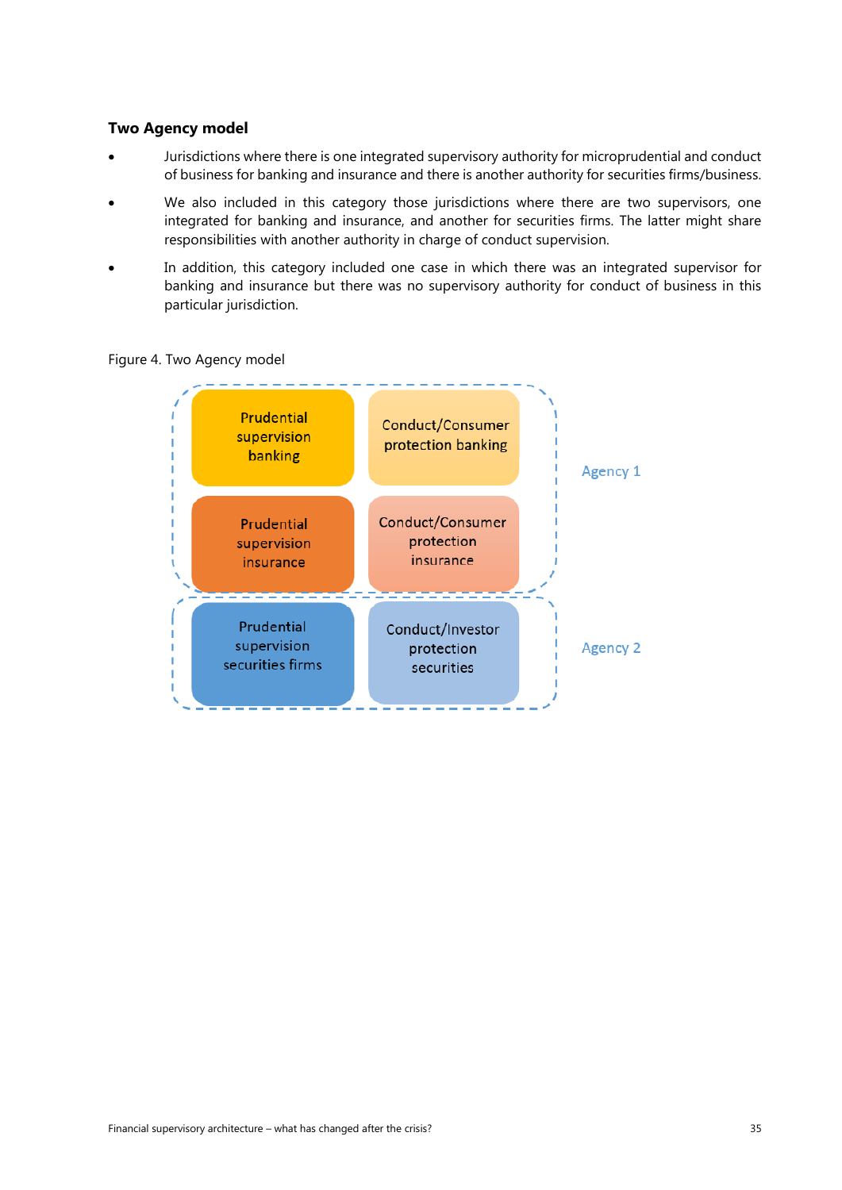## Two Agency model

- Jurisdictions where there is one integrated supervisory authority for microprudential and conduct of business for banking and insurance and there is another authority for securities firms/business.
- We also included in this category those jurisdictions where there are two supervisors, one integrated for banking and insurance, and another for securities firms. The latter might share responsibilities with another authority in charge of conduct supervision.
- In addition, this category included one case in which there was an integrated supervisor for banking and insurance but there was no supervisory authority for conduct of business in this particular jurisdiction.

Figure 4. Two Agency model

| | | |
|---|---|---|
| Prudential supervision banking | Conduct/Consumer protection banking | Agency 1 |
| Prudential supervision insurance | Conduct/Consumer protection insurance | |
| Prudential supervision securities firms | Conduct/Investor protection securities | Agency 2 |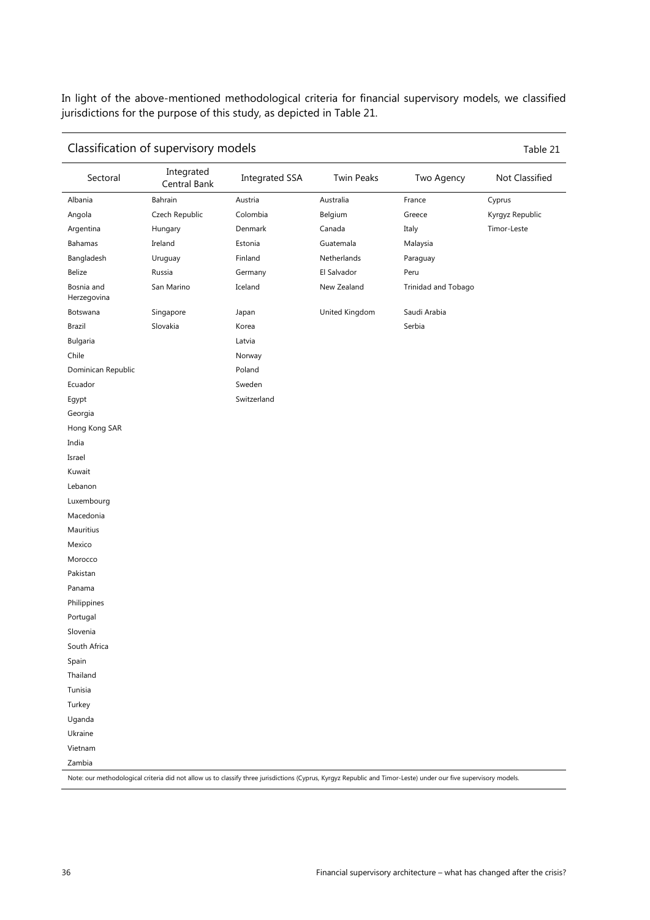In light of the above-mentioned methodological criteria for financial supervisory models, we classified jurisdictions for the purpose of this study, as depicted in Table 21.

**Classification of supervisory models** Table 21

| Sectoral | Integrated Central Bank | Integrated SSA | Twin Peaks | Two Agency | Not Classified |
|---|---|---|---|---|---|
| Albania | Bahrain | Austria | Australia | France | Cyprus |
| Angola | Czech Republic | Colombia | Belgium | Greece | Kyrgyz Republic |
| Argentina | Hungary | Denmark | Canada | Italy | Timor-Leste |
| Bahamas | Ireland | Estonia | Guatemala | Malaysia | |
| Bangladesh | Uruguay | Finland | Netherlands | Paraguay | |
| Belize | Russia | Germany | El Salvador | Peru | |
| Bosnia and Herzegovina | San Marino | Iceland | New Zealand | Trinidad and Tobago | |
| Botswana | Singapore | Japan | United Kingdom | Saudi Arabia | |
| Brazil | Slovakia | Korea | | Serbia | |
| Bulgaria | | Latvia | | | |
| Chile | | Norway | | | |
| Dominican Republic | | Poland | | | |
| Ecuador | | Sweden | | | |
| Egypt | | Switzerland | | | |
| Georgia | | | | | |
| Hong Kong SAR | | | | | |
| India | | | | | |
| Israel | | | | | |
| Kuwait | | | | | |
| Lebanon | | | | | |
| Luxembourg | | | | | |
| Macedonia | | | | | |
| Mauritius | | | | | |
| Mexico | | | | | |
| Morocco | | | | | |
| Pakistan | | | | | |
| Panama | | | | | |
| Philippines | | | | | |
| Portugal | | | | | |
| Slovenia | | | | | |
| South Africa | | | | | |
| Spain | | | | | |
| Thailand | | | | | |
| Tunisia | | | | | |
| Turkey | | | | | |
| Uganda | | | | | |
| Ukraine | | | | | |
| Vietnam | | | | | |
| Zambia | | | | | |

Note: our methodological criteria did not allow us to classify three jurisdictions (Cyprus, Kyrgyz Republic and Timor-Leste) under our five supervisory models.